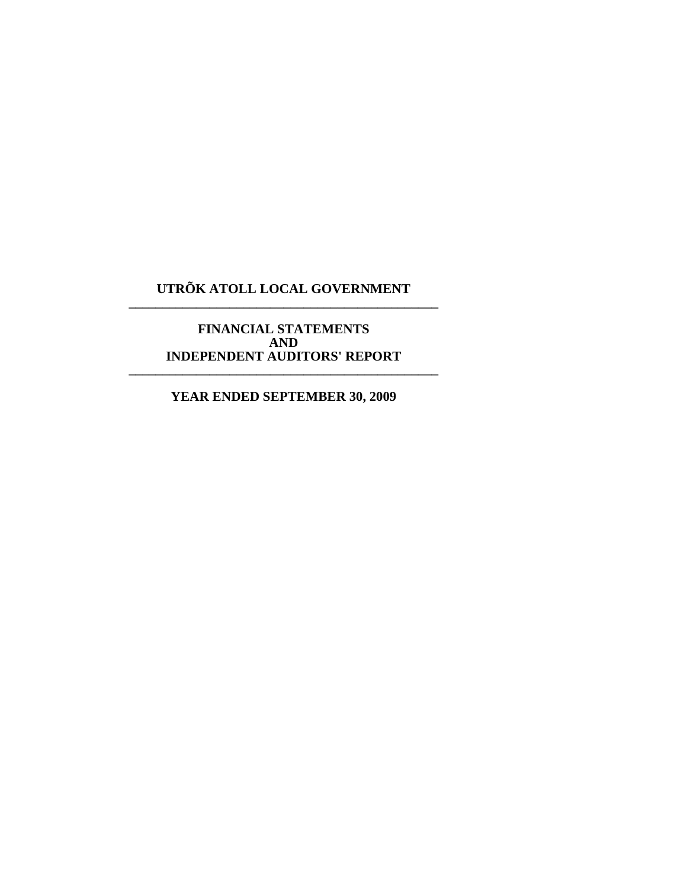# UTRÕK ATOLL LOCAL GOVERNMENT

---

## FINANCIAL STATEMENTS
## AND
## INDEPENDENT AUDITORS' REPORT

---

## YEAR ENDED SEPTEMBER 30, 2009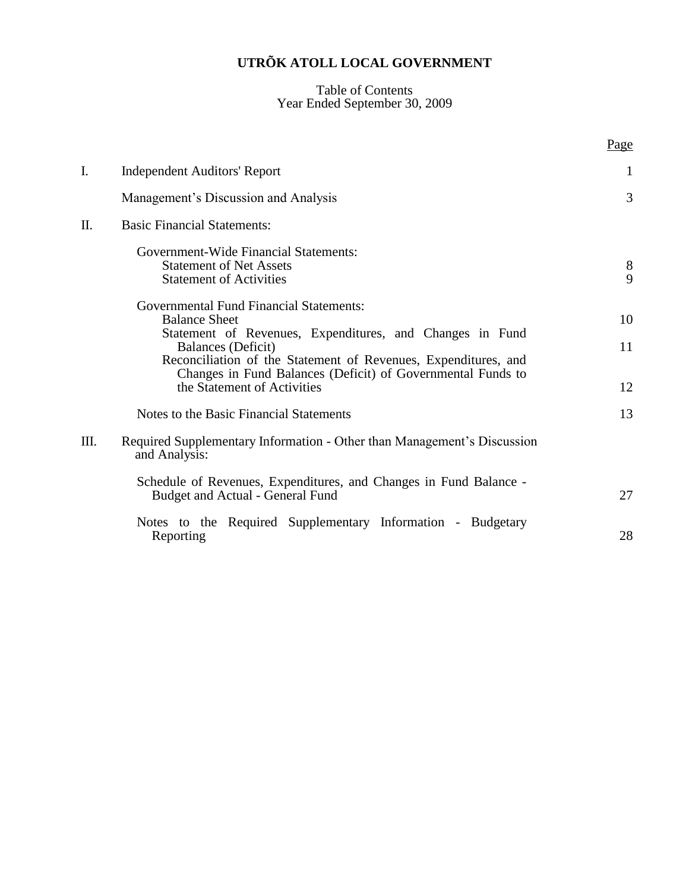# UTRÕK ATOLL LOCAL GOVERNMENT

Table of Contents
Year Ended September 30, 2009

| | | Page |
|---|---|---|
| I. | Independent Auditors' Report | 1 |
| | Management's Discussion and Analysis | 3 |
| II. | Basic Financial Statements: | |
| | Government-Wide Financial Statements: | |
| | Statement of Net Assets | 8 |
| | Statement of Activities | 9 |
| | Governmental Fund Financial Statements: | |
| | Balance Sheet | 10 |
| | Statement of Revenues, Expenditures, and Changes in Fund Balances (Deficit) | 11 |
| | Reconciliation of the Statement of Revenues, Expenditures, and Changes in Fund Balances (Deficit) of Governmental Funds to the Statement of Activities | 12 |
| | Notes to the Basic Financial Statements | 13 |
| III. | Required Supplementary Information - Other than Management's Discussion and Analysis: | |
| | Schedule of Revenues, Expenditures, and Changes in Fund Balance - Budget and Actual - General Fund | 27 |
| | Notes to the Required Supplementary Information - Budgetary Reporting | 28 |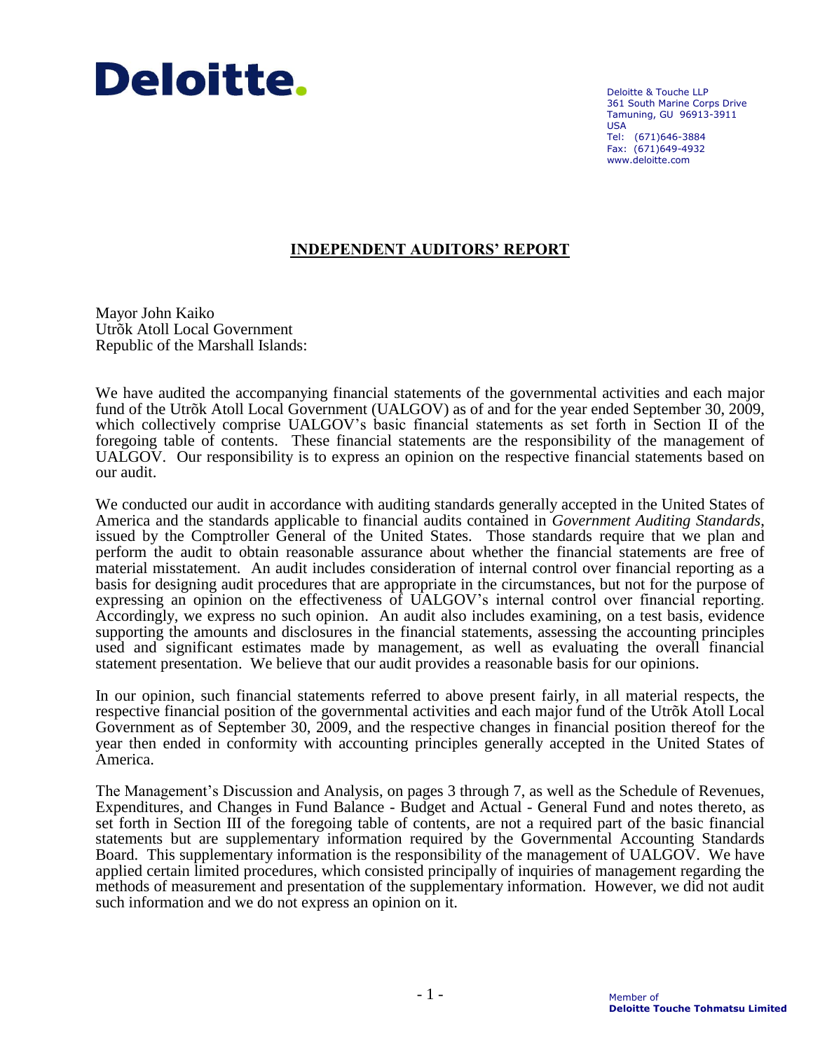Deloitte.

Deloitte & Touche LLP
361 South Marine Corps Drive
Tamuning, GU 96913-3911
USA
Tel: (671)646-3884
Fax: (671)649-4932
www.deloitte.com

## INDEPENDENT AUDITORS' REPORT

Mayor John Kaiko
Utrõk Atoll Local Government
Republic of the Marshall Islands:

We have audited the accompanying financial statements of the governmental activities and each major fund of the Utrõk Atoll Local Government (UALGOV) as of and for the year ended September 30, 2009, which collectively comprise UALGOV's basic financial statements as set forth in Section II of the foregoing table of contents. These financial statements are the responsibility of the management of UALGOV. Our responsibility is to express an opinion on the respective financial statements based on our audit.

We conducted our audit in accordance with auditing standards generally accepted in the United States of America and the standards applicable to financial audits contained in *Government Auditing Standards*, issued by the Comptroller General of the United States. Those standards require that we plan and perform the audit to obtain reasonable assurance about whether the financial statements are free of material misstatement. An audit includes consideration of internal control over financial reporting as a basis for designing audit procedures that are appropriate in the circumstances, but not for the purpose of expressing an opinion on the effectiveness of UALGOV's internal control over financial reporting. Accordingly, we express no such opinion. An audit also includes examining, on a test basis, evidence supporting the amounts and disclosures in the financial statements, assessing the accounting principles used and significant estimates made by management, as well as evaluating the overall financial statement presentation. We believe that our audit provides a reasonable basis for our opinions.

In our opinion, such financial statements referred to above present fairly, in all material respects, the respective financial position of the governmental activities and each major fund of the Utrõk Atoll Local Government as of September 30, 2009, and the respective changes in financial position thereof for the year then ended in conformity with accounting principles generally accepted in the United States of America.

The Management's Discussion and Analysis, on pages 3 through 7, as well as the Schedule of Revenues, Expenditures, and Changes in Fund Balance - Budget and Actual - General Fund and notes thereto, as set forth in Section III of the foregoing table of contents, are not a required part of the basic financial statements but are supplementary information required by the Governmental Accounting Standards Board. This supplementary information is the responsibility of the management of UALGOV. We have applied certain limited procedures, which consisted principally of inquiries of management regarding the methods of measurement and presentation of the supplementary information. However, we did not audit such information and we do not express an opinion on it.

Member of
**Deloitte Touche Tohmatsu Limited**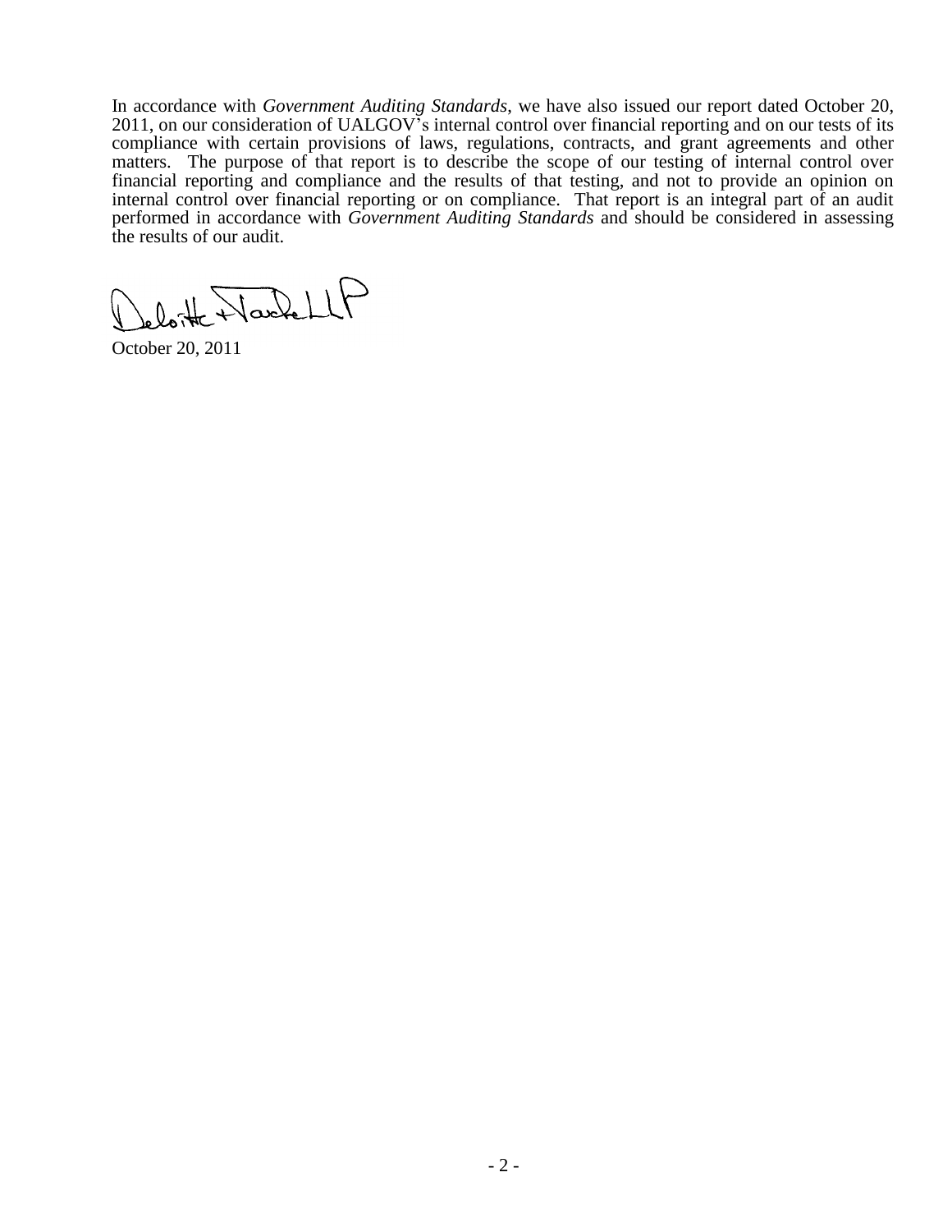In accordance with *Government Auditing Standards*, we have also issued our report dated October 20, 2011, on our consideration of UALGOV's internal control over financial reporting and on our tests of its compliance with certain provisions of laws, regulations, contracts, and grant agreements and other matters. The purpose of that report is to describe the scope of our testing of internal control over financial reporting and compliance and the results of that testing, and not to provide an opinion on internal control over financial reporting or on compliance. That report is an integral part of an audit performed in accordance with *Government Auditing Standards* and should be considered in assessing the results of our audit.

Deloitte & Touche LLP

October 20, 2011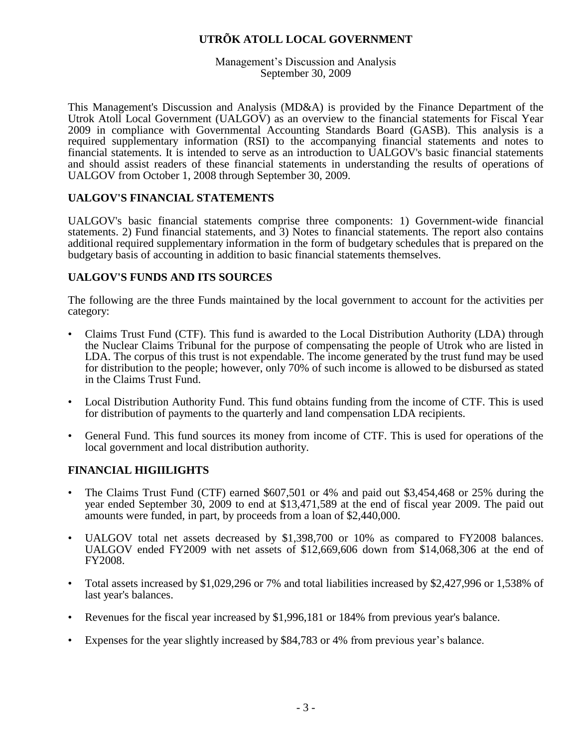# UTRÕK ATOLL LOCAL GOVERNMENT

Management's Discussion and Analysis
September 30, 2009

This Management's Discussion and Analysis (MD&A) is provided by the Finance Department of the Utrok Atoll Local Government (UALGOV) as an overview to the financial statements for Fiscal Year 2009 in compliance with Governmental Accounting Standards Board (GASB). This analysis is a required supplementary information (RSI) to the accompanying financial statements and notes to financial statements. It is intended to serve as an introduction to UALGOV's basic financial statements and should assist readers of these financial statements in understanding the results of operations of UALGOV from October 1, 2008 through September 30, 2009.

## UALGOV'S FINANCIAL STATEMENTS

UALGOV's basic financial statements comprise three components: 1) Government-wide financial statements. 2) Fund financial statements, and 3) Notes to financial statements. The report also contains additional required supplementary information in the form of budgetary schedules that is prepared on the budgetary basis of accounting in addition to basic financial statements themselves.

## UALGOV'S FUNDS AND ITS SOURCES

The following are the three Funds maintained by the local government to account for the activities per category:

- Claims Trust Fund (CTF). This fund is awarded to the Local Distribution Authority (LDA) through the Nuclear Claims Tribunal for the purpose of compensating the people of Utrok who are listed in LDA. The corpus of this trust is not expendable. The income generated by the trust fund may be used for distribution to the people; however, only 70% of such income is allowed to be disbursed as stated in the Claims Trust Fund.
- Local Distribution Authority Fund. This fund obtains funding from the income of CTF. This is used for distribution of payments to the quarterly and land compensation LDA recipients.
- General Fund. This fund sources its money from income of CTF. This is used for operations of the local government and local distribution authority.

## FINANCIAL HIGIILIGHTS

- The Claims Trust Fund (CTF) earned \$607,501 or 4% and paid out \$3,454,468 or 25% during the year ended September 30, 2009 to end at \$13,471,589 at the end of fiscal year 2009. The paid out amounts were funded, in part, by proceeds from a loan of \$2,440,000.
- UALGOV total net assets decreased by \$1,398,700 or 10% as compared to FY2008 balances. UALGOV ended FY2009 with net assets of \$12,669,606 down from \$14,068,306 at the end of FY2008.
- Total assets increased by \$1,029,296 or 7% and total liabilities increased by \$2,427,996 or 1,538% of last year's balances.
- Revenues for the fiscal year increased by \$1,996,181 or 184% from previous year's balance.
- Expenses for the year slightly increased by \$84,783 or 4% from previous year's balance.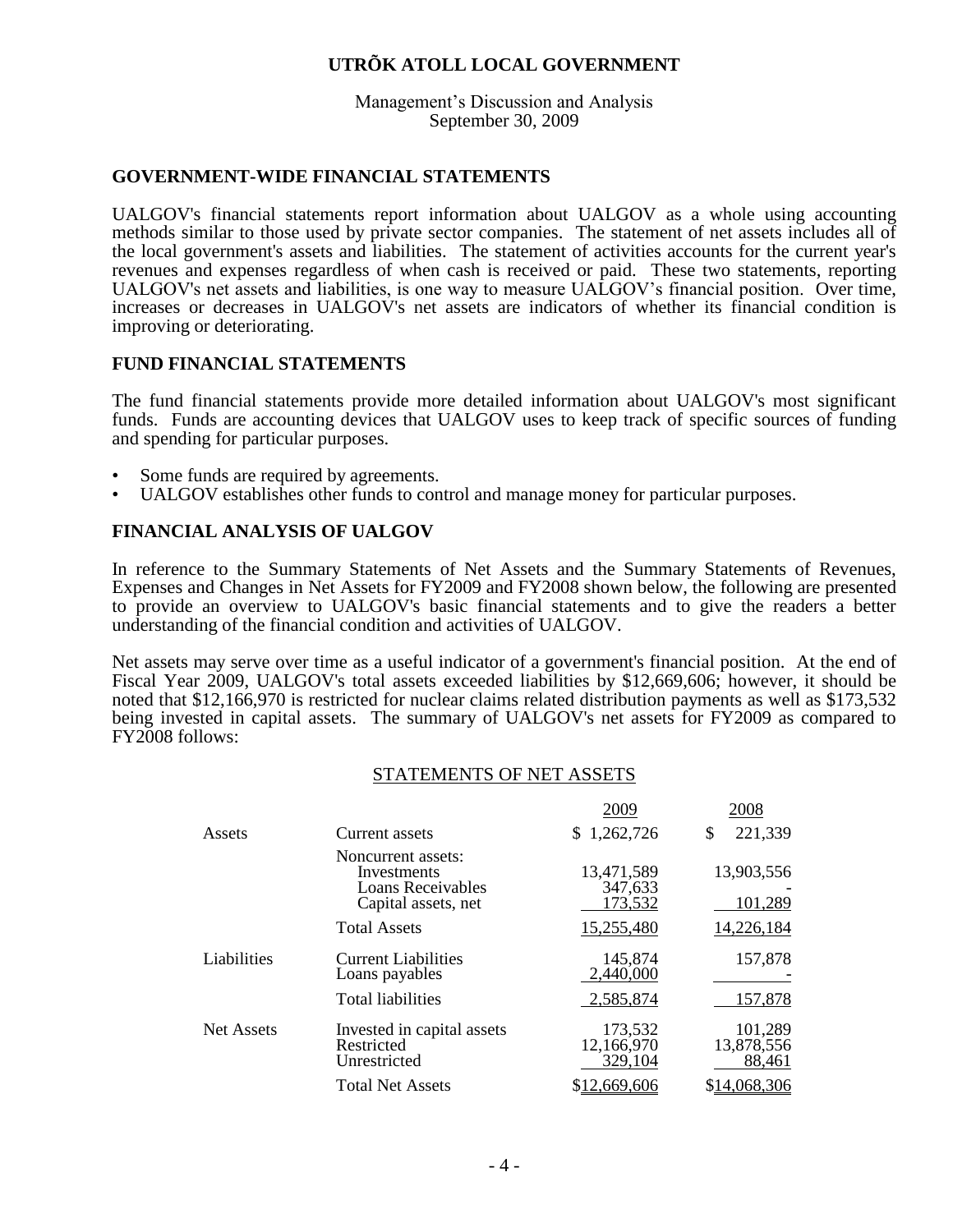# UTRÕK ATOLL LOCAL GOVERNMENT

Management's Discussion and Analysis
September 30, 2009

## GOVERNMENT-WIDE FINANCIAL STATEMENTS

UALGOV's financial statements report information about UALGOV as a whole using accounting methods similar to those used by private sector companies. The statement of net assets includes all of the local government's assets and liabilities. The statement of activities accounts for the current year's revenues and expenses regardless of when cash is received or paid. These two statements, reporting UALGOV's net assets and liabilities, is one way to measure UALGOV's financial position. Over time, increases or decreases in UALGOV's net assets are indicators of whether its financial condition is improving or deteriorating.

## FUND FINANCIAL STATEMENTS

The fund financial statements provide more detailed information about UALGOV's most significant funds. Funds are accounting devices that UALGOV uses to keep track of specific sources of funding and spending for particular purposes.

- Some funds are required by agreements.
- UALGOV establishes other funds to control and manage money for particular purposes.

## FINANCIAL ANALYSIS OF UALGOV

In reference to the Summary Statements of Net Assets and the Summary Statements of Revenues, Expenses and Changes in Net Assets for FY2009 and FY2008 shown below, the following are presented to provide an overview to UALGOV's basic financial statements and to give the readers a better understanding of the financial condition and activities of UALGOV.

Net assets may serve over time as a useful indicator of a government's financial position. At the end of Fiscal Year 2009, UALGOV's total assets exceeded liabilities by $12,669,606; however, it should be noted that $12,166,970 is restricted for nuclear claims related distribution payments as well as $173,532 being invested in capital assets. The summary of UALGOV's net assets for FY2009 as compared to FY2008 follows:

STATEMENTS OF NET ASSETS

| | | 2009 | 2008 |
|---|---|---|---|
| Assets | Current assets | $ 1,262,726 | $ 221,339 |
| | Noncurrent assets: | | |
| | Investments | 13,471,589 | 13,903,556 |
| | Loans Receivables | 347,633 | - |
| | Capital assets, net | 173,532 | 101,289 |
| | Total Assets | 15,255,480 | 14,226,184 |
| Liabilities | Current Liabilities | 145,874 | 157,878 |
| | Loans payables | 2,440,000 | - |
| | Total liabilities | 2,585,874 | 157,878 |
| Net Assets | Invested in capital assets | 173,532 | 101,289 |
| | Restricted | 12,166,970 | 13,878,556 |
| | Unrestricted | 329,104 | 88,461 |
| | Total Net Assets | $12,669,606 | $14,068,306 |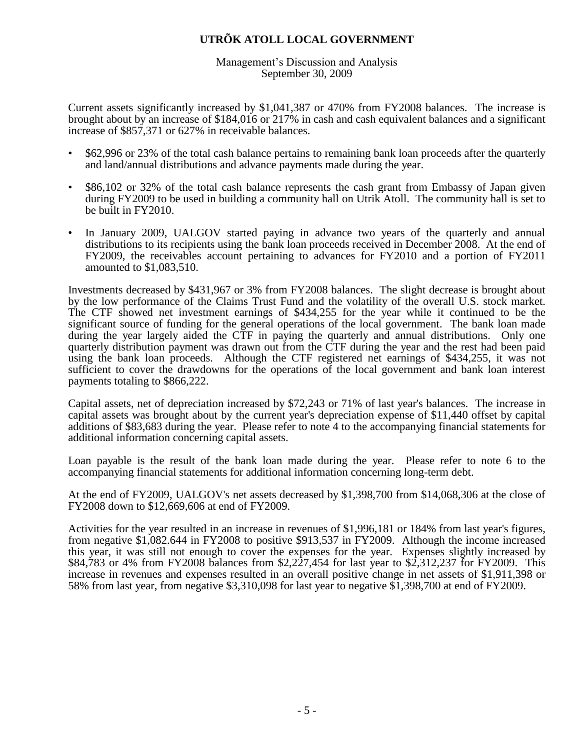# UTRÕK ATOLL LOCAL GOVERNMENT

Management's Discussion and Analysis
September 30, 2009

Current assets significantly increased by $1,041,387 or 470% from FY2008 balances. The increase is brought about by an increase of $184,016 or 217% in cash and cash equivalent balances and a significant increase of $857,371 or 627% in receivable balances.

- $62,996 or 23% of the total cash balance pertains to remaining bank loan proceeds after the quarterly and land/annual distributions and advance payments made during the year.
- $86,102 or 32% of the total cash balance represents the cash grant from Embassy of Japan given during FY2009 to be used in building a community hall on Utrik Atoll. The community hall is set to be built in FY2010.
- In January 2009, UALGOV started paying in advance two years of the quarterly and annual distributions to its recipients using the bank loan proceeds received in December 2008. At the end of FY2009, the receivables account pertaining to advances for FY2010 and a portion of FY2011 amounted to $1,083,510.

Investments decreased by $431,967 or 3% from FY2008 balances. The slight decrease is brought about by the low performance of the Claims Trust Fund and the volatility of the overall U.S. stock market. The CTF showed net investment earnings of $434,255 for the year while it continued to be the significant source of funding for the general operations of the local government. The bank loan made during the year largely aided the CTF in paying the quarterly and annual distributions. Only one quarterly distribution payment was drawn out from the CTF during the year and the rest had been paid using the bank loan proceeds. Although the CTF registered net earnings of $434,255, it was not sufficient to cover the drawdowns for the operations of the local government and bank loan interest payments totaling to $866,222.

Capital assets, net of depreciation increased by $72,243 or 71% of last year's balances. The increase in capital assets was brought about by the current year's depreciation expense of $11,440 offset by capital additions of $83,683 during the year. Please refer to note 4 to the accompanying financial statements for additional information concerning capital assets.

Loan payable is the result of the bank loan made during the year. Please refer to note 6 to the accompanying financial statements for additional information concerning long-term debt.

At the end of FY2009, UALGOV's net assets decreased by $1,398,700 from $14,068,306 at the close of FY2008 down to $12,669,606 at end of FY2009.

Activities for the year resulted in an increase in revenues of $1,996,181 or 184% from last year's figures, from negative $1,082.644 in FY2008 to positive $913,537 in FY2009. Although the income increased this year, it was still not enough to cover the expenses for the year. Expenses slightly increased by $84,783 or 4% from FY2008 balances from $2,227,454 for last year to $2,312,237 for FY2009. This increase in revenues and expenses resulted in an overall positive change in net assets of $1,911,398 or 58% from last year, from negative $3,310,098 for last year to negative $1,398,700 at end of FY2009.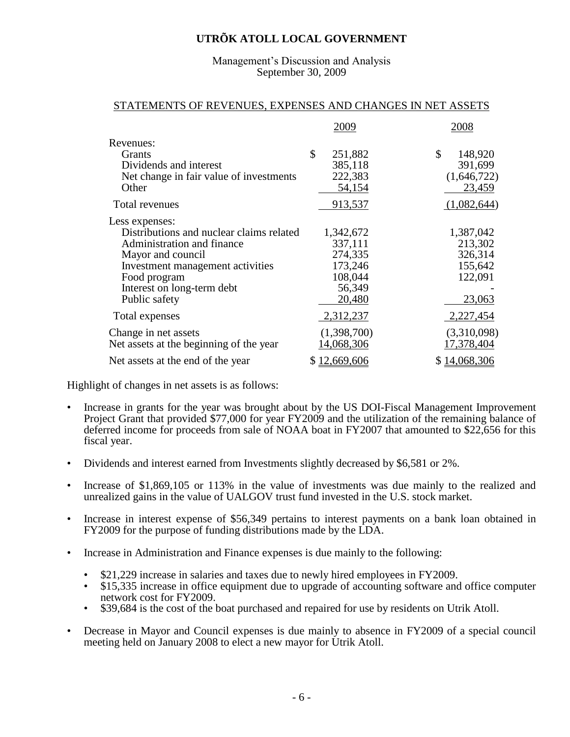# UTRÕK ATOLL LOCAL GOVERNMENT

Management's Discussion and Analysis
September 30, 2009

## STATEMENTS OF REVENUES, EXPENSES AND CHANGES IN NET ASSETS

| | 2009 | 2008 |
|---|---|---|
| Revenues: | | |
| Grants | $ 251,882 | $ 148,920 |
| Dividends and interest | 385,118 | 391,699 |
| Net change in fair value of investments | 222,383 | (1,646,722) |
| Other | 54,154 | 23,459 |
| Total revenues | 913,537 | (1,082,644) |
| Less expenses: | | |
| Distributions and nuclear claims related | 1,342,672 | 1,387,042 |
| Administration and finance | 337,111 | 213,302 |
| Mayor and council | 274,335 | 326,314 |
| Investment management activities | 173,246 | 155,642 |
| Food program | 108,044 | 122,091 |
| Interest on long-term debt | 56,349 | - |
| Public safety | 20,480 | 23,063 |
| Total expenses | 2,312,237 | 2,227,454 |
| Change in net assets | (1,398,700) | (3,310,098) |
| Net assets at the beginning of the year | 14,068,306 | 17,378,404 |
| Net assets at the end of the year | $ 12,669,606 | $ 14,068,306 |

Highlight of changes in net assets is as follows:

- Increase in grants for the year was brought about by the US DOI-Fiscal Management Improvement Project Grant that provided $77,000 for year FY2009 and the utilization of the remaining balance of deferred income for proceeds from sale of NOAA boat in FY2007 that amounted to $22,656 for this fiscal year.
- Dividends and interest earned from Investments slightly decreased by $6,581 or 2%.
- Increase of $1,869,105 or 113% in the value of investments was due mainly to the realized and unrealized gains in the value of UALGOV trust fund invested in the U.S. stock market.
- Increase in interest expense of $56,349 pertains to interest payments on a bank loan obtained in FY2009 for the purpose of funding distributions made by the LDA.
- Increase in Administration and Finance expenses is due mainly to the following:
  - $21,229 increase in salaries and taxes due to newly hired employees in FY2009.
  - $15,335 increase in office equipment due to upgrade of accounting software and office computer network cost for FY2009.
  - $39,684 is the cost of the boat purchased and repaired for use by residents on Utrik Atoll.
- Decrease in Mayor and Council expenses is due mainly to absence in FY2009 of a special council meeting held on January 2008 to elect a new mayor for Utrik Atoll.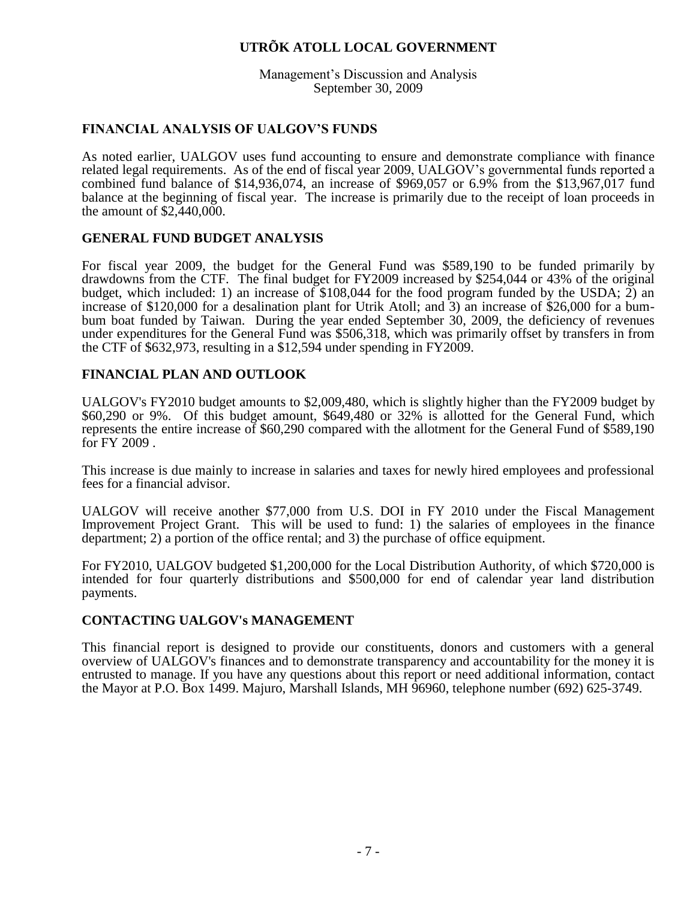## FINANCIAL ANALYSIS OF UALGOV'S FUNDS

As noted earlier, UALGOV uses fund accounting to ensure and demonstrate compliance with finance related legal requirements. As of the end of fiscal year 2009, UALGOV's governmental funds reported a combined fund balance of $14,936,074, an increase of $969,057 or 6.9% from the $13,967,017 fund balance at the beginning of fiscal year. The increase is primarily due to the receipt of loan proceeds in the amount of $2,440,000.

## GENERAL FUND BUDGET ANALYSIS

For fiscal year 2009, the budget for the General Fund was $589,190 to be funded primarily by drawdowns from the CTF. The final budget for FY2009 increased by $254,044 or 43% of the original budget, which included: 1) an increase of $108,044 for the food program funded by the USDA; 2) an increase of $120,000 for a desalination plant for Utrik Atoll; and 3) an increase of $26,000 for a bum-bum boat funded by Taiwan. During the year ended September 30, 2009, the deficiency of revenues under expenditures for the General Fund was $506,318, which was primarily offset by transfers in from the CTF of $632,973, resulting in a $12,594 under spending in FY2009.

## FINANCIAL PLAN AND OUTLOOK

UALGOV's FY2010 budget amounts to $2,009,480, which is slightly higher than the FY2009 budget by $60,290 or 9%. Of this budget amount, $649,480 or 32% is allotted for the General Fund, which represents the entire increase of $60,290 compared with the allotment for the General Fund of $589,190 for FY 2009 .

This increase is due mainly to increase in salaries and taxes for newly hired employees and professional fees for a financial advisor.

UALGOV will receive another $77,000 from U.S. DOI in FY 2010 under the Fiscal Management Improvement Project Grant. This will be used to fund: 1) the salaries of employees in the finance department; 2) a portion of the office rental; and 3) the purchase of office equipment.

For FY2010, UALGOV budgeted $1,200,000 for the Local Distribution Authority, of which $720,000 is intended for four quarterly distributions and $500,000 for end of calendar year land distribution payments.

## CONTACTING UALGOV's MANAGEMENT

This financial report is designed to provide our constituents, donors and customers with a general overview of UALGOV's finances and to demonstrate transparency and accountability for the money it is entrusted to manage. If you have any questions about this report or need additional information, contact the Mayor at P.O. Box 1499. Majuro, Marshall Islands, MH 96960, telephone number (692) 625-3749.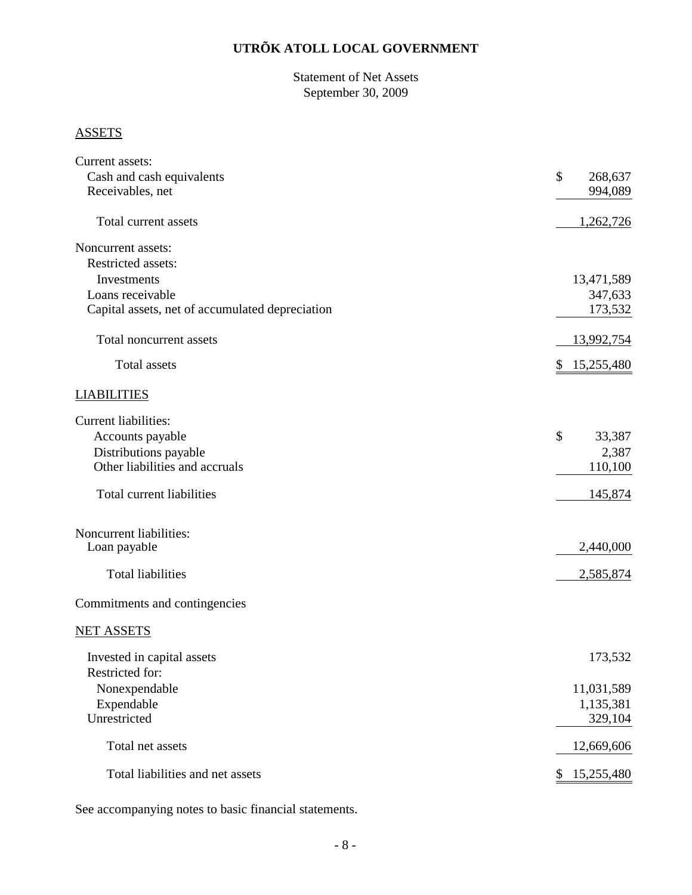# UTRÕK ATOLL LOCAL GOVERNMENT

Statement of Net Assets
September 30, 2009

| | |
|---|---|
| **ASSETS** | |
| Current assets: | |
| Cash and cash equivalents | $ 268,637 |
| Receivables, net | 994,089 |
| Total current assets | 1,262,726 |
| Noncurrent assets: | |
| Restricted assets: | |
| Investments | 13,471,589 |
| Loans receivable | 347,633 |
| Capital assets, net of accumulated depreciation | 173,532 |
| Total noncurrent assets | 13,992,754 |
| Total assets | $ 15,255,480 |
| **LIABILITIES** | |
| Current liabilities: | |
| Accounts payable | $ 33,387 |
| Distributions payable | 2,387 |
| Other liabilities and accruals | 110,100 |
| Total current liabilities | 145,874 |
| Noncurrent liabilities: | |
| Loan payable | 2,440,000 |
| Total liabilities | 2,585,874 |
| Commitments and contingencies | |
| **NET ASSETS** | |
| Invested in capital assets | 173,532 |
| Restricted for: | |
| Nonexpendable | 11,031,589 |
| Expendable | 1,135,381 |
| Unrestricted | 329,104 |
| Total net assets | 12,669,606 |
| Total liabilities and net assets | $ 15,255,480 |

See accompanying notes to basic financial statements.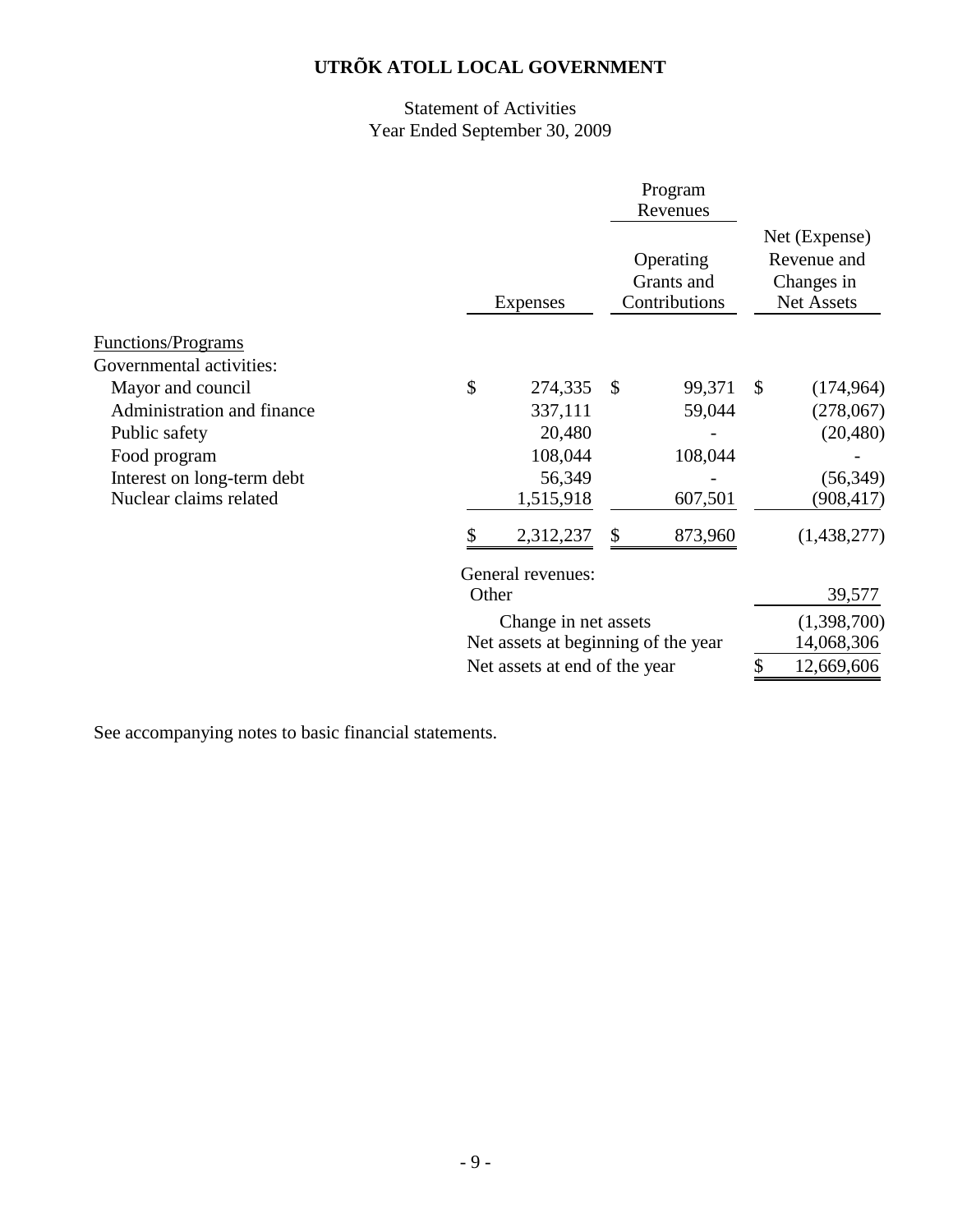# UTRÕK ATOLL LOCAL GOVERNMENT

Statement of Activities
Year Ended September 30, 2009

| | Expenses | Program Revenues: Operating Grants and Contributions | Net (Expense) Revenue and Changes in Net Assets |
|---|---|---|---|
| Functions/Programs | | | |
| Governmental activities: | | | |
| Mayor and council | $ 274,335 | $ 99,371 | $ (174,964) |
| Administration and finance | 337,111 | 59,044 | (278,067) |
| Public safety | 20,480 | - | (20,480) |
| Food program | 108,044 | 108,044 | - |
| Interest on long-term debt | 56,349 | - | (56,349) |
| Nuclear claims related | 1,515,918 | 607,501 | (908,417) |
| | $ 2,312,237 | $ 873,960 | (1,438,277) |
| | General revenues: | | |
| | Other | | 39,577 |
| | Change in net assets | | (1,398,700) |
| | Net assets at beginning of the year | | 14,068,306 |
| | Net assets at end of the year | | $ 12,669,606 |

See accompanying notes to basic financial statements.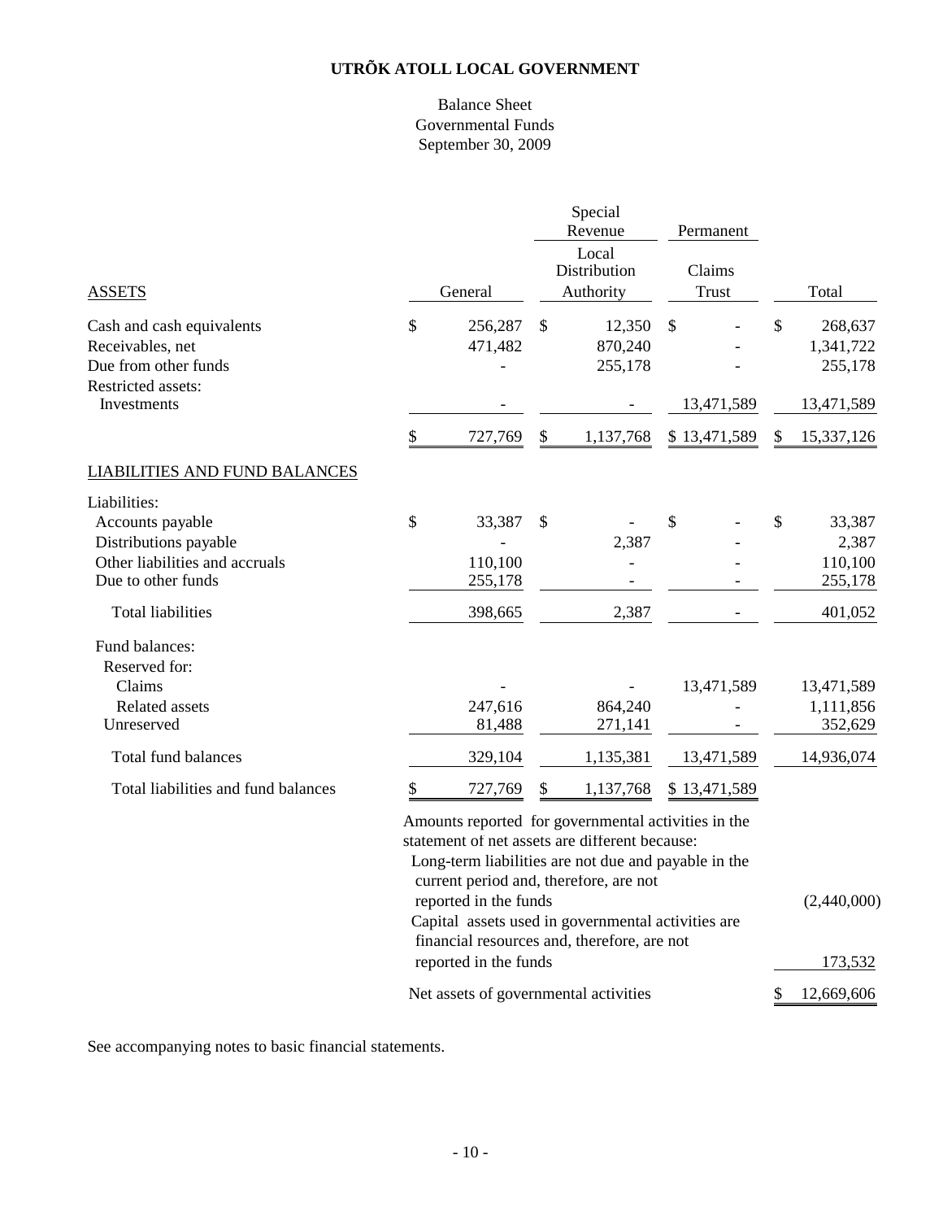# UTRÕK ATOLL LOCAL GOVERNMENT

Balance Sheet
Governmental Funds
September 30, 2009

| | | Special Revenue | Permanent | |
|---|---|---|---|---|
| ASSETS | General | Local Distribution Authority | Claims Trust | Total |
| Cash and cash equivalents | $ 256,287 | $ 12,350 | $ - | $ 268,637 |
| Receivables, net | 471,482 | 870,240 | - | 1,341,722 |
| Due from other funds | - | 255,178 | - | 255,178 |
| Restricted assets: | | | | |
| Investments | - | - | 13,471,589 | 13,471,589 |
| | $ 727,769 | $ 1,137,768 | $ 13,471,589 | $ 15,337,126 |
| LIABILITIES AND FUND BALANCES | | | | |
| Liabilities: | | | | |
| Accounts payable | $ 33,387 | $ - | $ - | $ 33,387 |
| Distributions payable | - | 2,387 | - | 2,387 |
| Other liabilities and accruals | 110,100 | - | - | 110,100 |
| Due to other funds | 255,178 | - | - | 255,178 |
| Total liabilities | 398,665 | 2,387 | - | 401,052 |
| Fund balances: | | | | |
| Reserved for: | | | | |
| Claims | - | - | 13,471,589 | 13,471,589 |
| Related assets | 247,616 | 864,240 | - | 1,111,856 |
| Unreserved | 81,488 | 271,141 | - | 352,629 |
| Total fund balances | 329,104 | 1,135,381 | 13,471,589 | 14,936,074 |
| Total liabilities and fund balances | $ 727,769 | $ 1,137,768 | $ 13,471,589 | |

| | |
|---|---|
| Amounts reported for governmental activities in the statement of net assets are different because: | |
| Long-term liabilities are not due and payable in the current period and, therefore, are not reported in the funds | (2,440,000) |
| Capital assets used in governmental activities are financial resources and, therefore, are not reported in the funds | 173,532 |
| Net assets of governmental activities | $ 12,669,606 |

See accompanying notes to basic financial statements.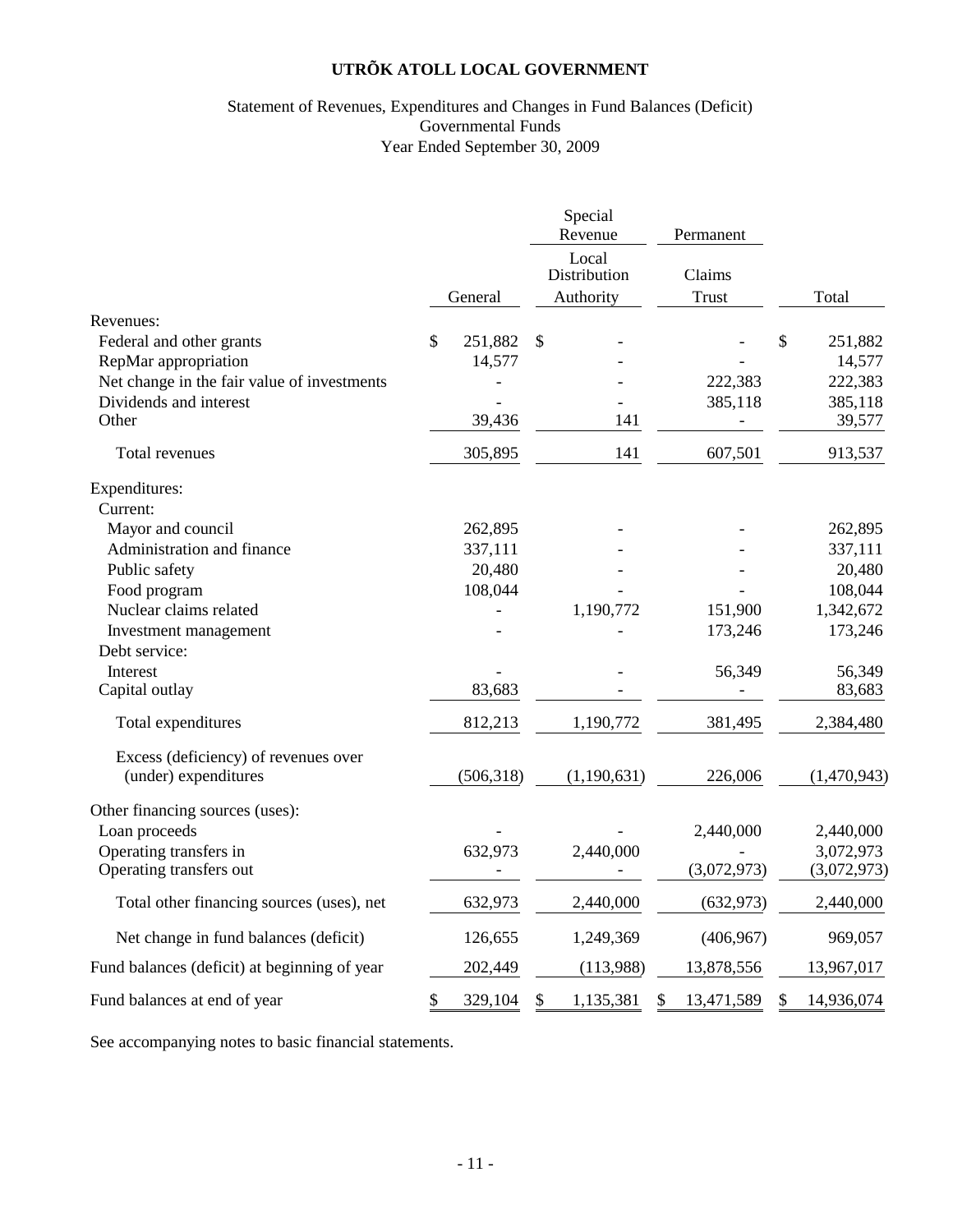# UTRÕK ATOLL LOCAL GOVERNMENT

Statement of Revenues, Expenditures and Changes in Fund Balances (Deficit)
Governmental Funds
Year Ended September 30, 2009

| | General | Special Revenue<br>Local Distribution Authority | Permanent<br>Claims Trust | Total |
|---|---|---|---|---|
| Revenues: | | | | |
| Federal and other grants | $ 251,882 | $ - | - | $ 251,882 |
| RepMar appropriation | 14,577 | - | - | 14,577 |
| Net change in the fair value of investments | - | - | 222,383 | 222,383 |
| Dividends and interest | - | - | 385,118 | 385,118 |
| Other | 39,436 | 141 | - | 39,577 |
| Total revenues | 305,895 | 141 | 607,501 | 913,537 |
| Expenditures: | | | | |
| Current: | | | | |
| Mayor and council | 262,895 | - | - | 262,895 |
| Administration and finance | 337,111 | - | - | 337,111 |
| Public safety | 20,480 | - | - | 20,480 |
| Food program | 108,044 | - | - | 108,044 |
| Nuclear claims related | - | 1,190,772 | 151,900 | 1,342,672 |
| Investment management | - | - | 173,246 | 173,246 |
| Debt service: | | | | |
| Interest | - | - | 56,349 | 56,349 |
| Capital outlay | 83,683 | - | - | 83,683 |
| Total expenditures | 812,213 | 1,190,772 | 381,495 | 2,384,480 |
| Excess (deficiency) of revenues over (under) expenditures | (506,318) | (1,190,631) | 226,006 | (1,470,943) |
| Other financing sources (uses): | | | | |
| Loan proceeds | - | - | 2,440,000 | 2,440,000 |
| Operating transfers in | 632,973 | 2,440,000 | - | 3,072,973 |
| Operating transfers out | - | - | (3,072,973) | (3,072,973) |
| Total other financing sources (uses), net | 632,973 | 2,440,000 | (632,973) | 2,440,000 |
| Net change in fund balances (deficit) | 126,655 | 1,249,369 | (406,967) | 969,057 |
| Fund balances (deficit) at beginning of year | 202,449 | (113,988) | 13,878,556 | 13,967,017 |
| Fund balances at end of year | $ 329,104 | $ 1,135,381 | $ 13,471,589 | $ 14,936,074 |

See accompanying notes to basic financial statements.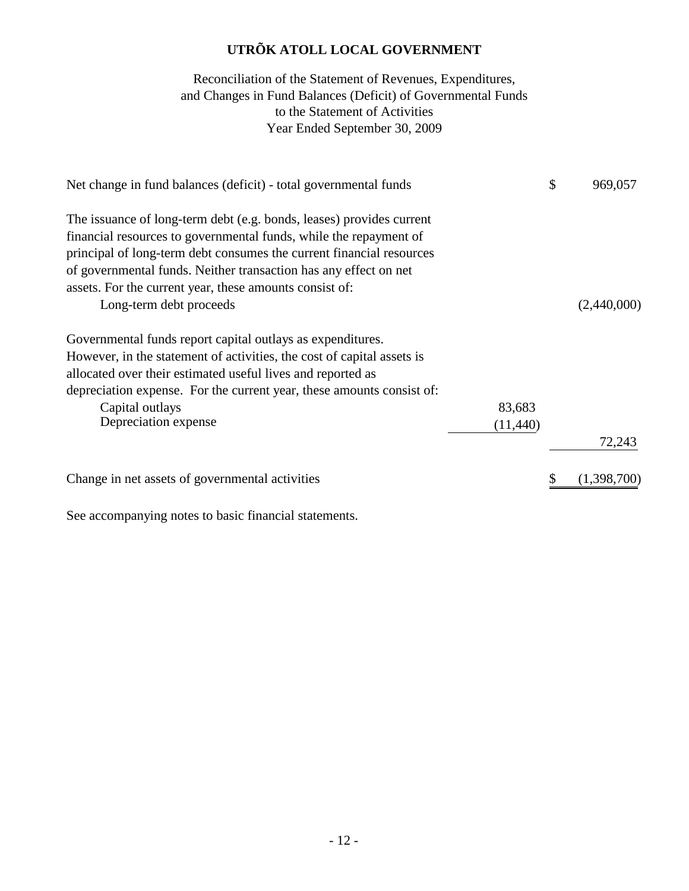# UTRÕK ATOLL LOCAL GOVERNMENT

Reconciliation of the Statement of Revenues, Expenditures,
and Changes in Fund Balances (Deficit) of Governmental Funds
to the Statement of Activities
Year Ended September 30, 2009

| | | |
|---|---|---|
| Net change in fund balances (deficit) - total governmental funds | | $ 969,057 |
| The issuance of long-term debt (e.g. bonds, leases) provides current financial resources to governmental funds, while the repayment of principal of long-term debt consumes the current financial resources of governmental funds. Neither transaction has any effect on net assets. For the current year, these amounts consist of: | | |
| Long-term debt proceeds | | (2,440,000) |
| Governmental funds report capital outlays as expenditures. However, in the statement of activities, the cost of capital assets is allocated over their estimated useful lives and reported as depreciation expense. For the current year, these amounts consist of: | | |
| Capital outlays | 83,683 | |
| Depreciation expense | (11,440) | |
| | | 72,243 |
| Change in net assets of governmental activities | | $ (1,398,700) |

See accompanying notes to basic financial statements.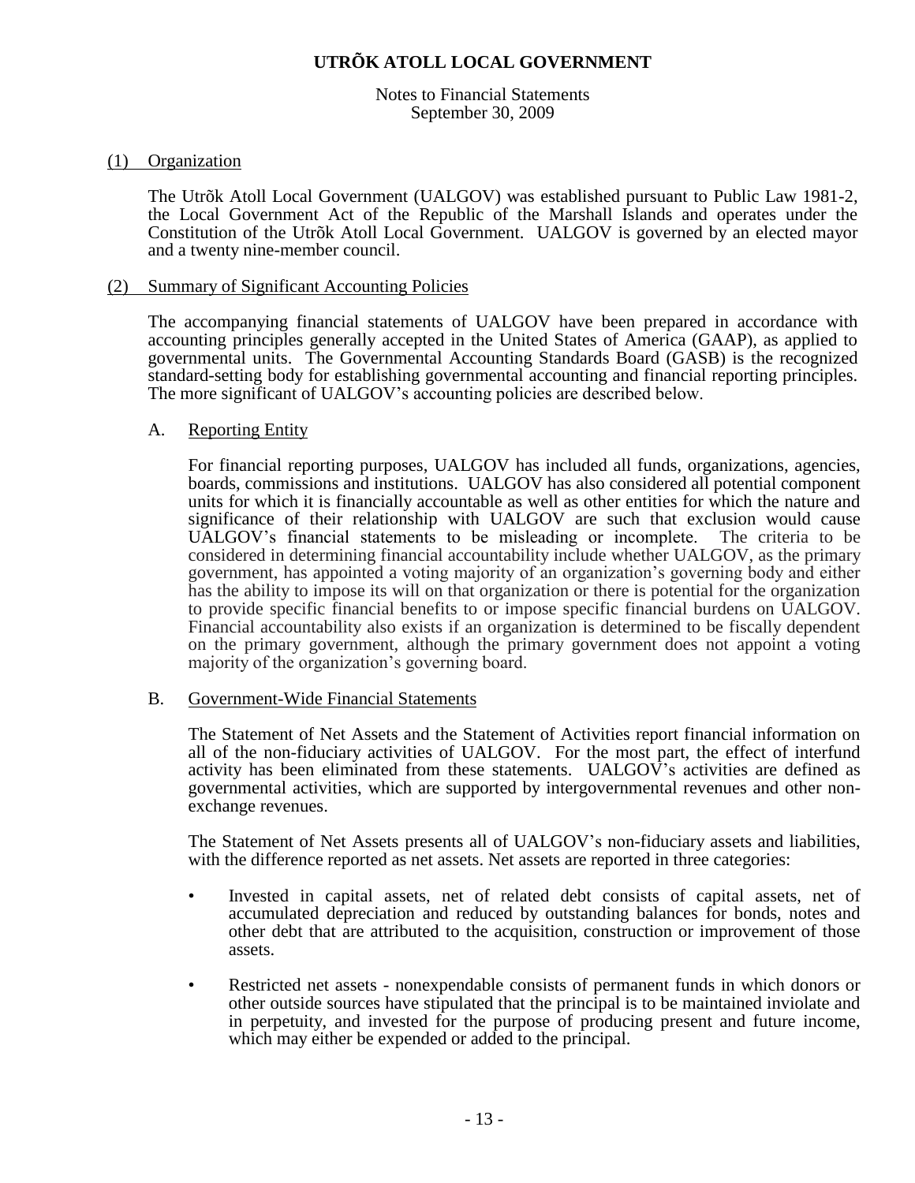# UTRÕK ATOLL LOCAL GOVERNMENT

Notes to Financial Statements
September 30, 2009

## (1) Organization

The Utrõk Atoll Local Government (UALGOV) was established pursuant to Public Law 1981-2, the Local Government Act of the Republic of the Marshall Islands and operates under the Constitution of the Utrõk Atoll Local Government. UALGOV is governed by an elected mayor and a twenty nine-member council.

## (2) Summary of Significant Accounting Policies

The accompanying financial statements of UALGOV have been prepared in accordance with accounting principles generally accepted in the United States of America (GAAP), as applied to governmental units. The Governmental Accounting Standards Board (GASB) is the recognized standard-setting body for establishing governmental accounting and financial reporting principles. The more significant of UALGOV's accounting policies are described below.

### A. Reporting Entity

For financial reporting purposes, UALGOV has included all funds, organizations, agencies, boards, commissions and institutions. UALGOV has also considered all potential component units for which it is financially accountable as well as other entities for which the nature and significance of their relationship with UALGOV are such that exclusion would cause UALGOV's financial statements to be misleading or incomplete. The criteria to be considered in determining financial accountability include whether UALGOV, as the primary government, has appointed a voting majority of an organization's governing body and either has the ability to impose its will on that organization or there is potential for the organization to provide specific financial benefits to or impose specific financial burdens on UALGOV. Financial accountability also exists if an organization is determined to be fiscally dependent on the primary government, although the primary government does not appoint a voting majority of the organization's governing board.

### B. Government-Wide Financial Statements

The Statement of Net Assets and the Statement of Activities report financial information on all of the non-fiduciary activities of UALGOV. For the most part, the effect of interfund activity has been eliminated from these statements. UALGOV's activities are defined as governmental activities, which are supported by intergovernmental revenues and other non-exchange revenues.

The Statement of Net Assets presents all of UALGOV's non-fiduciary assets and liabilities, with the difference reported as net assets. Net assets are reported in three categories:

- Invested in capital assets, net of related debt consists of capital assets, net of accumulated depreciation and reduced by outstanding balances for bonds, notes and other debt that are attributed to the acquisition, construction or improvement of those assets.
- Restricted net assets - nonexpendable consists of permanent funds in which donors or other outside sources have stipulated that the principal is to be maintained inviolate and in perpetuity, and invested for the purpose of producing present and future income, which may either be expended or added to the principal.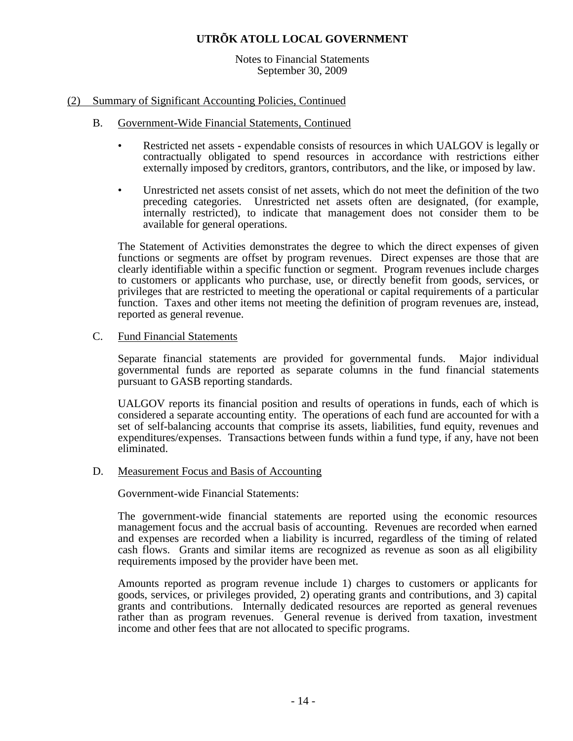# UTRÕK ATOLL LOCAL GOVERNMENT

Notes to Financial Statements
September 30, 2009

## (2) Summary of Significant Accounting Policies, Continued

### B. Government-Wide Financial Statements, Continued

- Restricted net assets - expendable consists of resources in which UALGOV is legally or contractually obligated to spend resources in accordance with restrictions either externally imposed by creditors, grantors, contributors, and the like, or imposed by law.
- Unrestricted net assets consist of net assets, which do not meet the definition of the two preceding categories. Unrestricted net assets often are designated, (for example, internally restricted), to indicate that management does not consider them to be available for general operations.

The Statement of Activities demonstrates the degree to which the direct expenses of given functions or segments are offset by program revenues. Direct expenses are those that are clearly identifiable within a specific function or segment. Program revenues include charges to customers or applicants who purchase, use, or directly benefit from goods, services, or privileges that are restricted to meeting the operational or capital requirements of a particular function. Taxes and other items not meeting the definition of program revenues are, instead, reported as general revenue.

### C. Fund Financial Statements

Separate financial statements are provided for governmental funds. Major individual governmental funds are reported as separate columns in the fund financial statements pursuant to GASB reporting standards.

UALGOV reports its financial position and results of operations in funds, each of which is considered a separate accounting entity. The operations of each fund are accounted for with a set of self-balancing accounts that comprise its assets, liabilities, fund equity, revenues and expenditures/expenses. Transactions between funds within a fund type, if any, have not been eliminated.

### D. Measurement Focus and Basis of Accounting

Government-wide Financial Statements:

The government-wide financial statements are reported using the economic resources management focus and the accrual basis of accounting. Revenues are recorded when earned and expenses are recorded when a liability is incurred, regardless of the timing of related cash flows. Grants and similar items are recognized as revenue as soon as all eligibility requirements imposed by the provider have been met.

Amounts reported as program revenue include 1) charges to customers or applicants for goods, services, or privileges provided, 2) operating grants and contributions, and 3) capital grants and contributions. Internally dedicated resources are reported as general revenues rather than as program revenues. General revenue is derived from taxation, investment income and other fees that are not allocated to specific programs.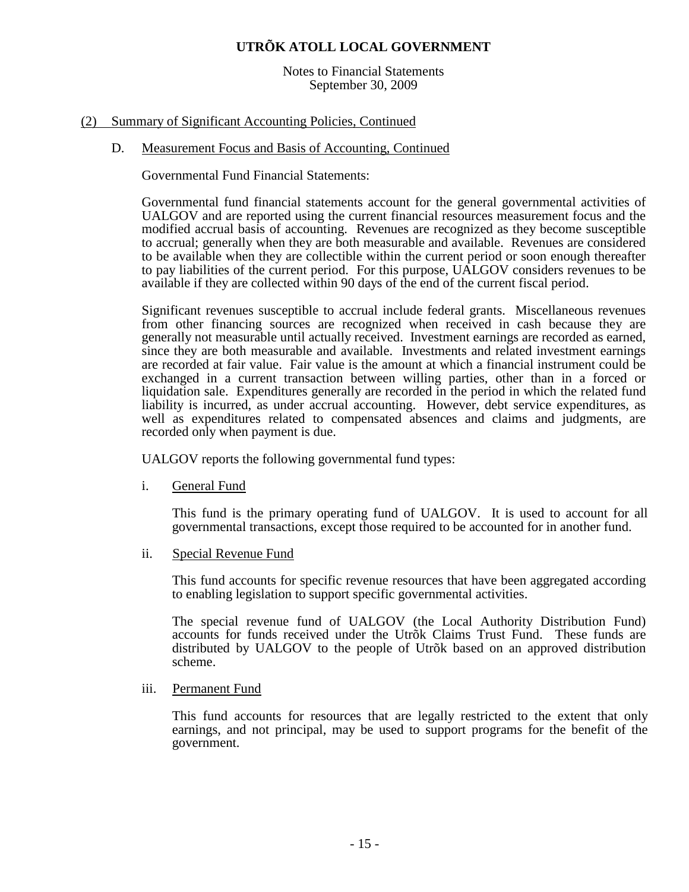## (2) Summary of Significant Accounting Policies, Continued

### D. Measurement Focus and Basis of Accounting, Continued

Governmental Fund Financial Statements:

Governmental fund financial statements account for the general governmental activities of UALGOV and are reported using the current financial resources measurement focus and the modified accrual basis of accounting. Revenues are recognized as they become susceptible to accrual; generally when they are both measurable and available. Revenues are considered to be available when they are collectible within the current period or soon enough thereafter to pay liabilities of the current period. For this purpose, UALGOV considers revenues to be available if they are collected within 90 days of the end of the current fiscal period.

Significant revenues susceptible to accrual include federal grants. Miscellaneous revenues from other financing sources are recognized when received in cash because they are generally not measurable until actually received. Investment earnings are recorded as earned, since they are both measurable and available. Investments and related investment earnings are recorded at fair value. Fair value is the amount at which a financial instrument could be exchanged in a current transaction between willing parties, other than in a forced or liquidation sale. Expenditures generally are recorded in the period in which the related fund liability is incurred, as under accrual accounting. However, debt service expenditures, as well as expenditures related to compensated absences and claims and judgments, are recorded only when payment is due.

UALGOV reports the following governmental fund types:

i. General Fund

This fund is the primary operating fund of UALGOV. It is used to account for all governmental transactions, except those required to be accounted for in another fund.

ii. Special Revenue Fund

This fund accounts for specific revenue resources that have been aggregated according to enabling legislation to support specific governmental activities.

The special revenue fund of UALGOV (the Local Authority Distribution Fund) accounts for funds received under the Utrõk Claims Trust Fund. These funds are distributed by UALGOV to the people of Utrõk based on an approved distribution scheme.

iii. Permanent Fund

This fund accounts for resources that are legally restricted to the extent that only earnings, and not principal, may be used to support programs for the benefit of the government.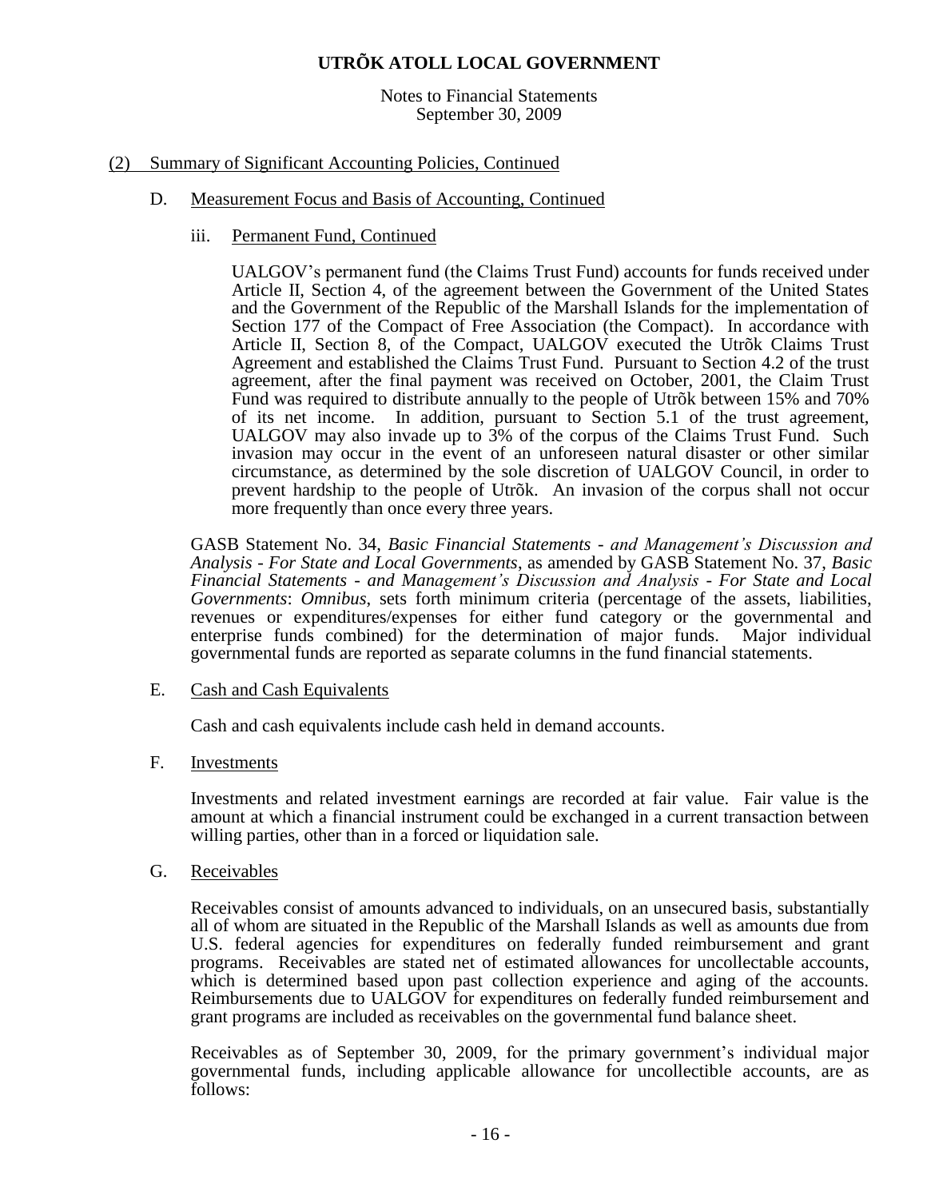## (2) Summary of Significant Accounting Policies, Continued

### D. Measurement Focus and Basis of Accounting, Continued

#### iii. Permanent Fund, Continued

UALGOV's permanent fund (the Claims Trust Fund) accounts for funds received under Article II, Section 4, of the agreement between the Government of the United States and the Government of the Republic of the Marshall Islands for the implementation of Section 177 of the Compact of Free Association (the Compact). In accordance with Article II, Section 8, of the Compact, UALGOV executed the Utrõk Claims Trust Agreement and established the Claims Trust Fund. Pursuant to Section 4.2 of the trust agreement, after the final payment was received on October, 2001, the Claim Trust Fund was required to distribute annually to the people of Utrõk between 15% and 70% of its net income. In addition, pursuant to Section 5.1 of the trust agreement, UALGOV may also invade up to 3% of the corpus of the Claims Trust Fund. Such invasion may occur in the event of an unforeseen natural disaster or other similar circumstance, as determined by the sole discretion of UALGOV Council, in order to prevent hardship to the people of Utrõk. An invasion of the corpus shall not occur more frequently than once every three years.

GASB Statement No. 34, *Basic Financial Statements - and Management's Discussion and Analysis - For State and Local Governments*, as amended by GASB Statement No. 37, *Basic Financial Statements - and Management's Discussion and Analysis - For State and Local Governments*: *Omnibus*, sets forth minimum criteria (percentage of the assets, liabilities, revenues or expenditures/expenses for either fund category or the governmental and enterprise funds combined) for the determination of major funds. Major individual governmental funds are reported as separate columns in the fund financial statements.

### E. Cash and Cash Equivalents

Cash and cash equivalents include cash held in demand accounts.

### F. Investments

Investments and related investment earnings are recorded at fair value. Fair value is the amount at which a financial instrument could be exchanged in a current transaction between willing parties, other than in a forced or liquidation sale.

### G. Receivables

Receivables consist of amounts advanced to individuals, on an unsecured basis, substantially all of whom are situated in the Republic of the Marshall Islands as well as amounts due from U.S. federal agencies for expenditures on federally funded reimbursement and grant programs. Receivables are stated net of estimated allowances for uncollectable accounts, which is determined based upon past collection experience and aging of the accounts. Reimbursements due to UALGOV for expenditures on federally funded reimbursement and grant programs are included as receivables on the governmental fund balance sheet.

Receivables as of September 30, 2009, for the primary government's individual major governmental funds, including applicable allowance for uncollectible accounts, are as follows: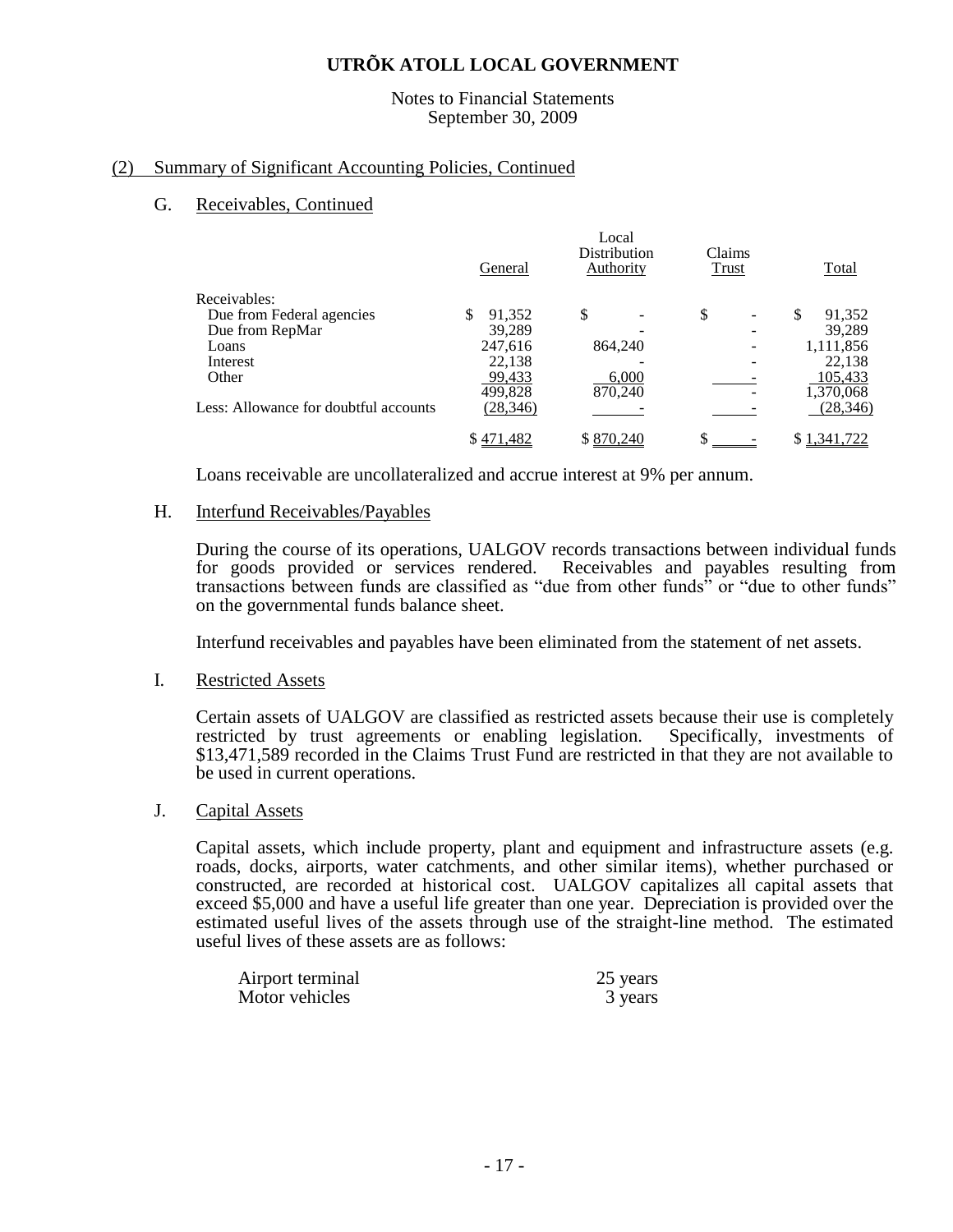# UTRÕK ATOLL LOCAL GOVERNMENT

Notes to Financial Statements
September 30, 2009

## (2) Summary of Significant Accounting Policies, Continued

### G. Receivables, Continued

| | General | Local Distribution Authority | Claims Trust | Total |
|---|---|---|---|---|
| Receivables: | | | | |
| Due from Federal agencies | $ 91,352 | $ - | $ - | $ 91,352 |
| Due from RepMar | 39,289 | - | - | 39,289 |
| Loans | 247,616 | 864,240 | - | 1,111,856 |
| Interest | 22,138 | - | - | 22,138 |
| Other | 99,433 | 6,000 | - | 105,433 |
| | 499,828 | 870,240 | - | 1,370,068 |
| Less: Allowance for doubtful accounts | (28,346) | - | - | (28,346) |
| | $ 471,482 | $ 870,240 | $ - | $ 1,341,722 |

Loans receivable are uncollateralized and accrue interest at 9% per annum.

### H. Interfund Receivables/Payables

During the course of its operations, UALGOV records transactions between individual funds for goods provided or services rendered. Receivables and payables resulting from transactions between funds are classified as "due from other funds" or "due to other funds" on the governmental funds balance sheet.

Interfund receivables and payables have been eliminated from the statement of net assets.

### I. Restricted Assets

Certain assets of UALGOV are classified as restricted assets because their use is completely restricted by trust agreements or enabling legislation. Specifically, investments of $13,471,589 recorded in the Claims Trust Fund are restricted in that they are not available to be used in current operations.

### J. Capital Assets

Capital assets, which include property, plant and equipment and infrastructure assets (e.g. roads, docks, airports, water catchments, and other similar items), whether purchased or constructed, are recorded at historical cost. UALGOV capitalizes all capital assets that exceed $5,000 and have a useful life greater than one year. Depreciation is provided over the estimated useful lives of the assets through use of the straight-line method. The estimated useful lives of these assets are as follows:

| | |
|---|---|
| Airport terminal | 25 years |
| Motor vehicles | 3 years |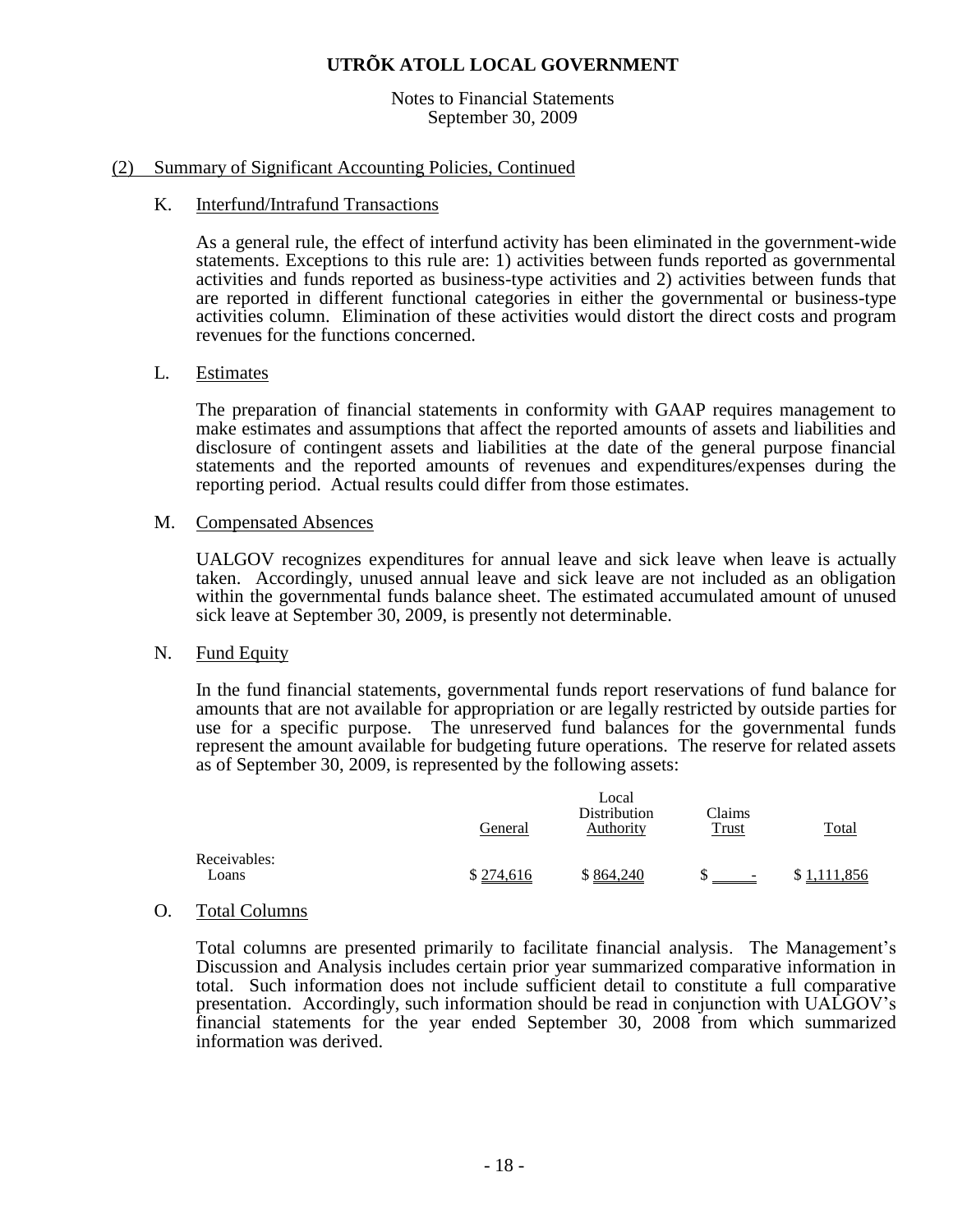# UTRÕK ATOLL LOCAL GOVERNMENT

Notes to Financial Statements
September 30, 2009

## (2) Summary of Significant Accounting Policies, Continued

### K. Interfund/Intrafund Transactions

As a general rule, the effect of interfund activity has been eliminated in the government-wide statements. Exceptions to this rule are: 1) activities between funds reported as governmental activities and funds reported as business-type activities and 2) activities between funds that are reported in different functional categories in either the governmental or business-type activities column. Elimination of these activities would distort the direct costs and program revenues for the functions concerned.

### L. Estimates

The preparation of financial statements in conformity with GAAP requires management to make estimates and assumptions that affect the reported amounts of assets and liabilities and disclosure of contingent assets and liabilities at the date of the general purpose financial statements and the reported amounts of revenues and expenditures/expenses during the reporting period. Actual results could differ from those estimates.

### M. Compensated Absences

UALGOV recognizes expenditures for annual leave and sick leave when leave is actually taken. Accordingly, unused annual leave and sick leave are not included as an obligation within the governmental funds balance sheet. The estimated accumulated amount of unused sick leave at September 30, 2009, is presently not determinable.

### N. Fund Equity

In the fund financial statements, governmental funds report reservations of fund balance for amounts that are not available for appropriation or are legally restricted by outside parties for use for a specific purpose. The unreserved fund balances for the governmental funds represent the amount available for budgeting future operations. The reserve for related assets as of September 30, 2009, is represented by the following assets:

| | General | Local Distribution Authority | Claims Trust | Total |
|---|---|---|---|---|
| Receivables: | | | | |
| Loans | $ 274,616 | $ 864,240 | $ - | $ 1,111,856 |

### O. Total Columns

Total columns are presented primarily to facilitate financial analysis. The Management's Discussion and Analysis includes certain prior year summarized comparative information in total. Such information does not include sufficient detail to constitute a full comparative presentation. Accordingly, such information should be read in conjunction with UALGOV's financial statements for the year ended September 30, 2008 from which summarized information was derived.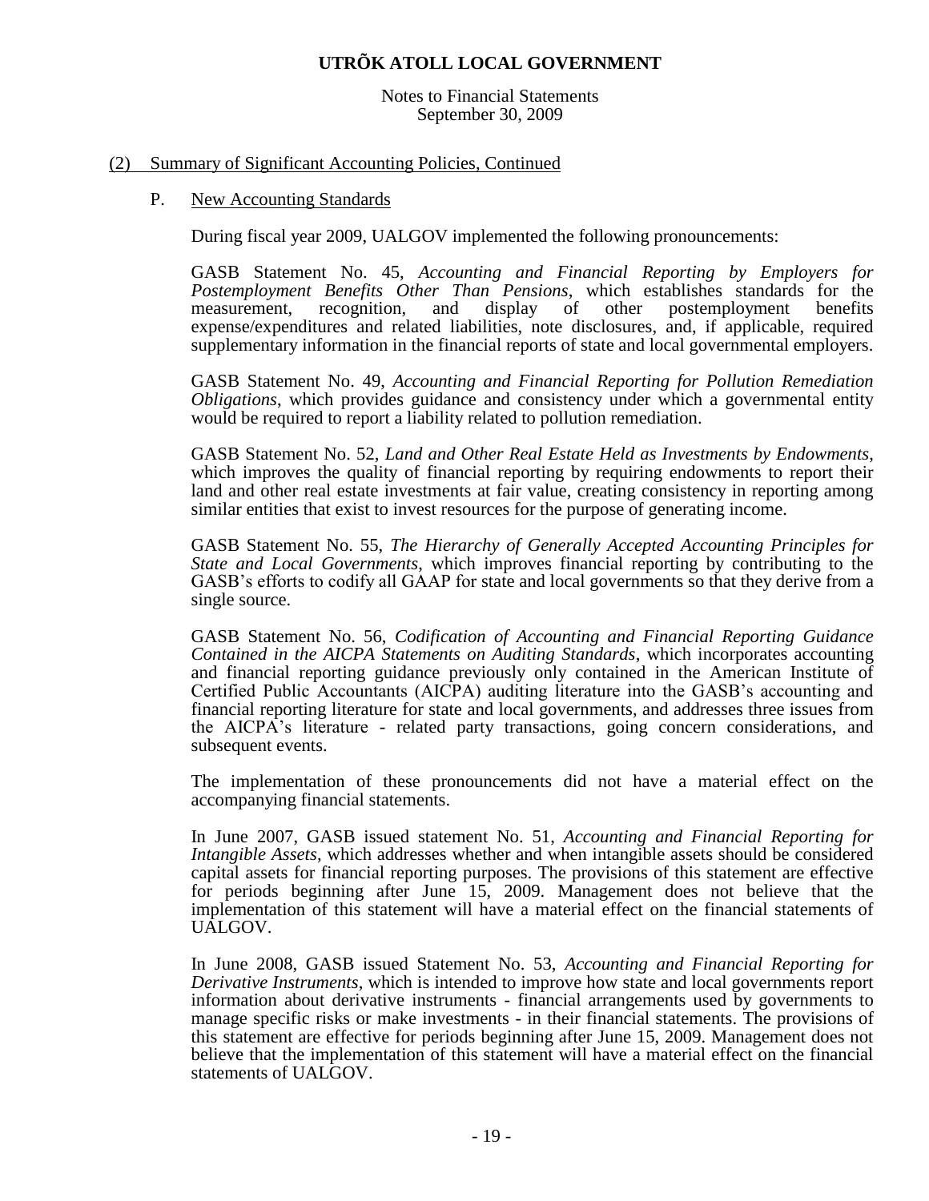## (2) Summary of Significant Accounting Policies, Continued

### P. New Accounting Standards

During fiscal year 2009, UALGOV implemented the following pronouncements:

GASB Statement No. 45, *Accounting and Financial Reporting by Employers for Postemployment Benefits Other Than Pensions*, which establishes standards for the measurement, recognition, and display of other postemployment benefits expense/expenditures and related liabilities, note disclosures, and, if applicable, required supplementary information in the financial reports of state and local governmental employers.

GASB Statement No. 49, *Accounting and Financial Reporting for Pollution Remediation Obligations*, which provides guidance and consistency under which a governmental entity would be required to report a liability related to pollution remediation.

GASB Statement No. 52, *Land and Other Real Estate Held as Investments by Endowments*, which improves the quality of financial reporting by requiring endowments to report their land and other real estate investments at fair value, creating consistency in reporting among similar entities that exist to invest resources for the purpose of generating income.

GASB Statement No. 55, *The Hierarchy of Generally Accepted Accounting Principles for State and Local Governments*, which improves financial reporting by contributing to the GASB's efforts to codify all GAAP for state and local governments so that they derive from a single source.

GASB Statement No. 56, *Codification of Accounting and Financial Reporting Guidance Contained in the AICPA Statements on Auditing Standards*, which incorporates accounting and financial reporting guidance previously only contained in the American Institute of Certified Public Accountants (AICPA) auditing literature into the GASB's accounting and financial reporting literature for state and local governments, and addresses three issues from the AICPA's literature - related party transactions, going concern considerations, and subsequent events.

The implementation of these pronouncements did not have a material effect on the accompanying financial statements.

In June 2007, GASB issued statement No. 51, *Accounting and Financial Reporting for Intangible Assets*, which addresses whether and when intangible assets should be considered capital assets for financial reporting purposes. The provisions of this statement are effective for periods beginning after June 15, 2009. Management does not believe that the implementation of this statement will have a material effect on the financial statements of UALGOV.

In June 2008, GASB issued Statement No. 53, *Accounting and Financial Reporting for Derivative Instruments*, which is intended to improve how state and local governments report information about derivative instruments - financial arrangements used by governments to manage specific risks or make investments - in their financial statements. The provisions of this statement are effective for periods beginning after June 15, 2009. Management does not believe that the implementation of this statement will have a material effect on the financial statements of UALGOV.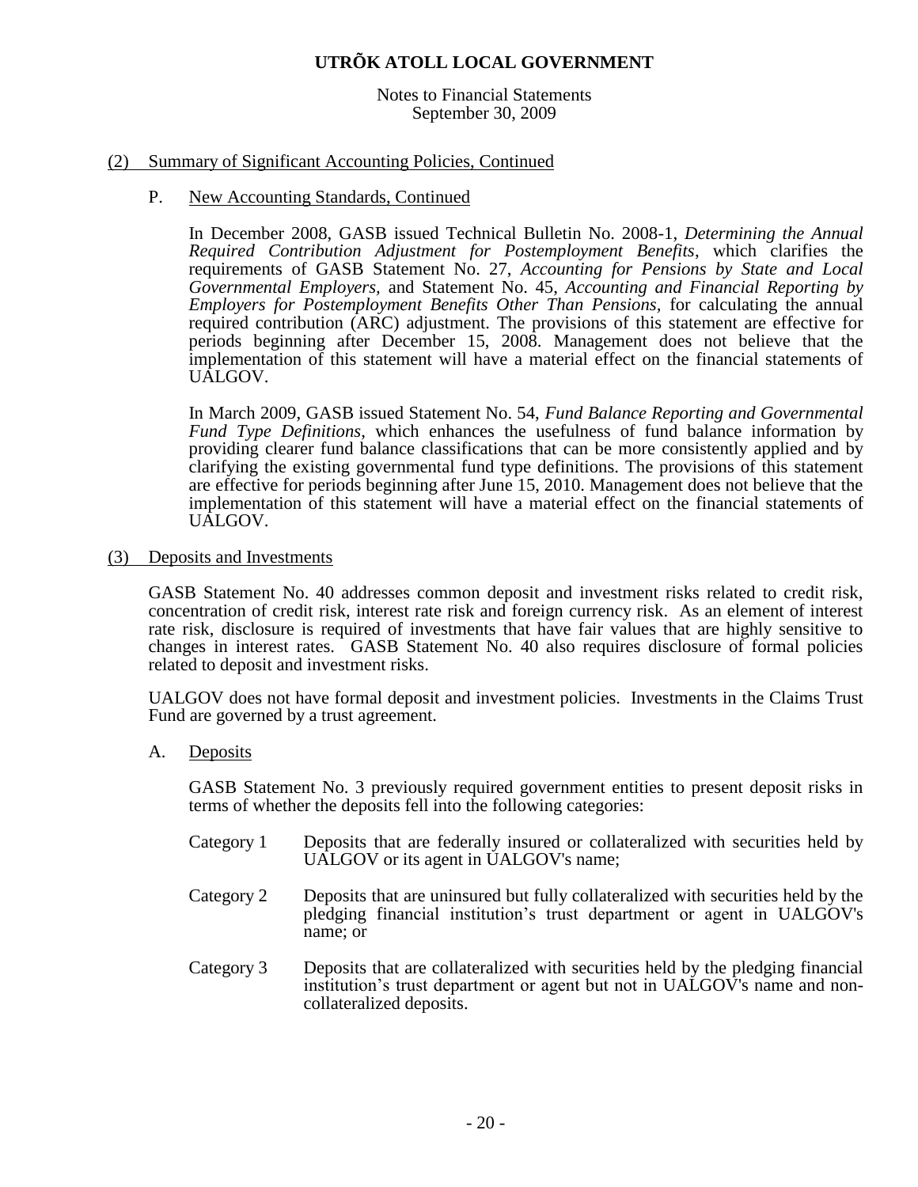## (2) Summary of Significant Accounting Policies, Continued

### P. New Accounting Standards, Continued

In December 2008, GASB issued Technical Bulletin No. 2008-1, *Determining the Annual Required Contribution Adjustment for Postemployment Benefits*, which clarifies the requirements of GASB Statement No. 27, *Accounting for Pensions by State and Local Governmental Employers,* and Statement No. 45, *Accounting and Financial Reporting by Employers for Postemployment Benefits Other Than Pensions*, for calculating the annual required contribution (ARC) adjustment. The provisions of this statement are effective for periods beginning after December 15, 2008. Management does not believe that the implementation of this statement will have a material effect on the financial statements of UALGOV.

In March 2009, GASB issued Statement No. 54, *Fund Balance Reporting and Governmental Fund Type Definitions*, which enhances the usefulness of fund balance information by providing clearer fund balance classifications that can be more consistently applied and by clarifying the existing governmental fund type definitions. The provisions of this statement are effective for periods beginning after June 15, 2010. Management does not believe that the implementation of this statement will have a material effect on the financial statements of UALGOV.

## (3) Deposits and Investments

GASB Statement No. 40 addresses common deposit and investment risks related to credit risk, concentration of credit risk, interest rate risk and foreign currency risk. As an element of interest rate risk, disclosure is required of investments that have fair values that are highly sensitive to changes in interest rates. GASB Statement No. 40 also requires disclosure of formal policies related to deposit and investment risks.

UALGOV does not have formal deposit and investment policies. Investments in the Claims Trust Fund are governed by a trust agreement.

### A. Deposits

GASB Statement No. 3 previously required government entities to present deposit risks in terms of whether the deposits fell into the following categories:

- Category 1 — Deposits that are federally insured or collateralized with securities held by UALGOV or its agent in UALGOV's name;
- Category 2 — Deposits that are uninsured but fully collateralized with securities held by the pledging financial institution's trust department or agent in UALGOV's name; or
- Category 3 — Deposits that are collateralized with securities held by the pledging financial institution's trust department or agent but not in UALGOV's name and non-collateralized deposits.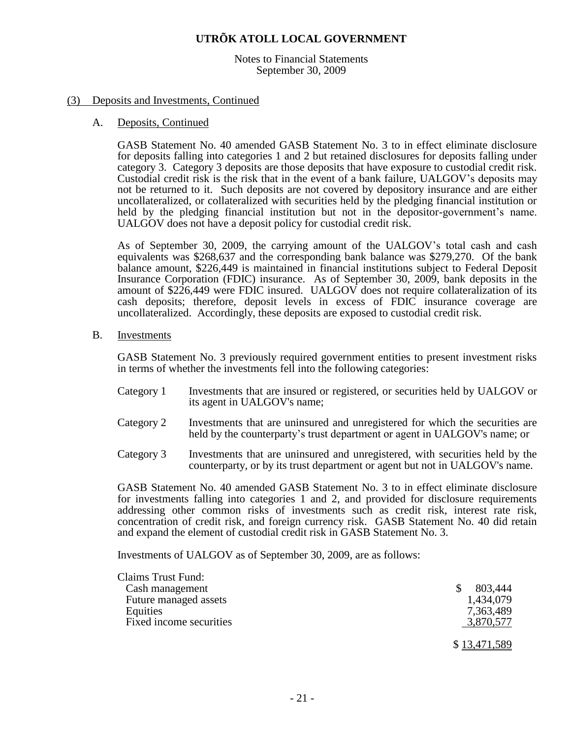# UTRÕK ATOLL LOCAL GOVERNMENT

Notes to Financial Statements
September 30, 2009

## (3) Deposits and Investments, Continued

### A. Deposits, Continued

GASB Statement No. 40 amended GASB Statement No. 3 to in effect eliminate disclosure for deposits falling into categories 1 and 2 but retained disclosures for deposits falling under category 3. Category 3 deposits are those deposits that have exposure to custodial credit risk. Custodial credit risk is the risk that in the event of a bank failure, UALGOV's deposits may not be returned to it. Such deposits are not covered by depository insurance and are either uncollateralized, or collateralized with securities held by the pledging financial institution or held by the pledging financial institution but not in the depositor-government's name. UALGOV does not have a deposit policy for custodial credit risk.

As of September 30, 2009, the carrying amount of the UALGOV's total cash and cash equivalents was $268,637 and the corresponding bank balance was $279,270. Of the bank balance amount, $226,449 is maintained in financial institutions subject to Federal Deposit Insurance Corporation (FDIC) insurance. As of September 30, 2009, bank deposits in the amount of $226,449 were FDIC insured. UALGOV does not require collateralization of its cash deposits; therefore, deposit levels in excess of FDIC insurance coverage are uncollateralized. Accordingly, these deposits are exposed to custodial credit risk.

### B. Investments

GASB Statement No. 3 previously required government entities to present investment risks in terms of whether the investments fell into the following categories:

- Category 1 — Investments that are insured or registered, or securities held by UALGOV or its agent in UALGOV's name;
- Category 2 — Investments that are uninsured and unregistered for which the securities are held by the counterparty's trust department or agent in UALGOV's name; or
- Category 3 — Investments that are uninsured and unregistered, with securities held by the counterparty, or by its trust department or agent but not in UALGOV's name.

GASB Statement No. 40 amended GASB Statement No. 3 to in effect eliminate disclosure for investments falling into categories 1 and 2, and provided for disclosure requirements addressing other common risks of investments such as credit risk, interest rate risk, concentration of credit risk, and foreign currency risk. GASB Statement No. 40 did retain and expand the element of custodial credit risk in GASB Statement No. 3.

Investments of UALGOV as of September 30, 2009, are as follows:

| | |
|---|---:|
| Claims Trust Fund: | |
| Cash management | $ 803,444 |
| Future managed assets | 1,434,079 |
| Equities | 7,363,489 |
| Fixed income securities | 3,870,577 |
| | $ 13,471,589 |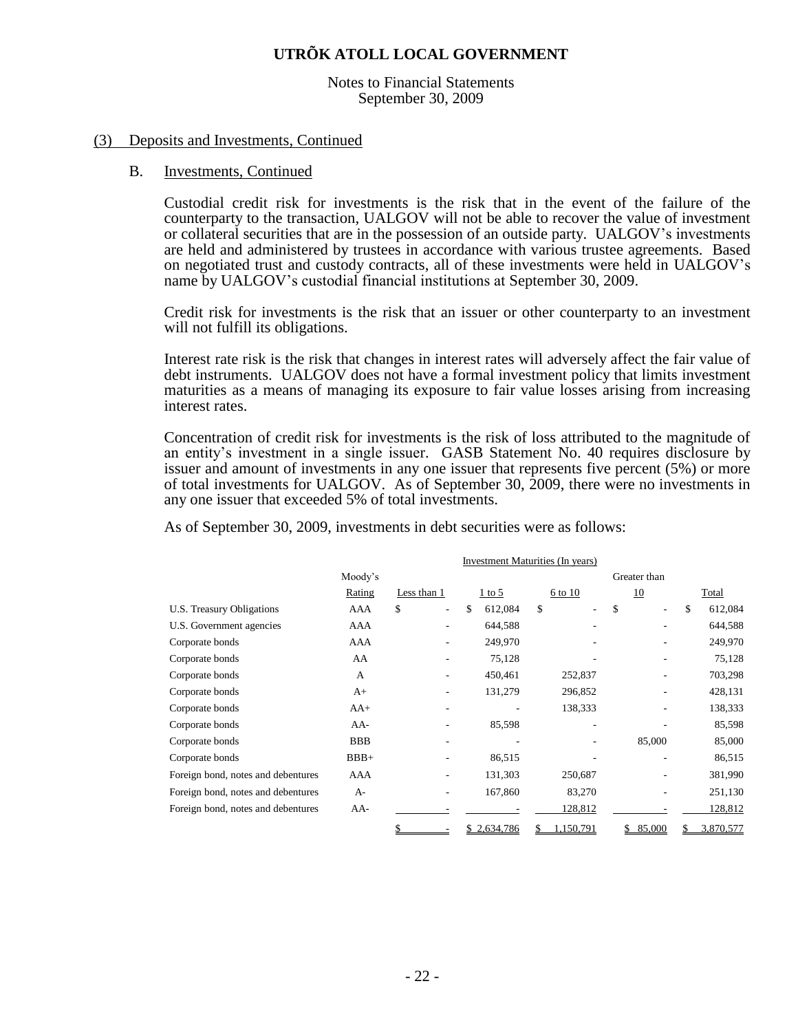# UTRÕK ATOLL LOCAL GOVERNMENT

Notes to Financial Statements
September 30, 2009

## (3) Deposits and Investments, Continued

### B. Investments, Continued

Custodial credit risk for investments is the risk that in the event of the failure of the counterparty to the transaction, UALGOV will not be able to recover the value of investment or collateral securities that are in the possession of an outside party. UALGOV's investments are held and administered by trustees in accordance with various trustee agreements. Based on negotiated trust and custody contracts, all of these investments were held in UALGOV's name by UALGOV's custodial financial institutions at September 30, 2009.

Credit risk for investments is the risk that an issuer or other counterparty to an investment will not fulfill its obligations.

Interest rate risk is the risk that changes in interest rates will adversely affect the fair value of debt instruments. UALGOV does not have a formal investment policy that limits investment maturities as a means of managing its exposure to fair value losses arising from increasing interest rates.

Concentration of credit risk for investments is the risk of loss attributed to the magnitude of an entity's investment in a single issuer. GASB Statement No. 40 requires disclosure by issuer and amount of investments in any one issuer that represents five percent (5%) or more of total investments for UALGOV. As of September 30, 2009, there were no investments in any one issuer that exceeded 5% of total investments.

As of September 30, 2009, investments in debt securities were as follows:

| | | Investment Maturities (In years) | | | | |
|---|---|---|---|---|---|---|
| | Moody's Rating | Less than 1 | 1 to 5 | 6 to 10 | Greater than 10 | Total |
| U.S. Treasury Obligations | AAA | $ - | $ 612,084 | $ - | $ - | $ 612,084 |
| U.S. Government agencies | AAA | - | 644,588 | - | - | 644,588 |
| Corporate bonds | AAA | - | 249,970 | - | - | 249,970 |
| Corporate bonds | AA | - | 75,128 | - | - | 75,128 |
| Corporate bonds | A | - | 450,461 | 252,837 | - | 703,298 |
| Corporate bonds | A+ | - | 131,279 | 296,852 | - | 428,131 |
| Corporate bonds | AA+ | - | - | 138,333 | - | 138,333 |
| Corporate bonds | AA- | - | 85,598 | - | - | 85,598 |
| Corporate bonds | BBB | - | - | - | 85,000 | 85,000 |
| Corporate bonds | BBB+ | - | 86,515 | - | - | 86,515 |
| Foreign bond, notes and debentures | AAA | - | 131,303 | 250,687 | - | 381,990 |
| Foreign bond, notes and debentures | A- | - | 167,860 | 83,270 | - | 251,130 |
| Foreign bond, notes and debentures | AA- | - | - | 128,812 | - | 128,812 |
| | | $ - | $ 2,634,786 | $ 1,150,791 | $ 85,000 | $ 3,870,577 |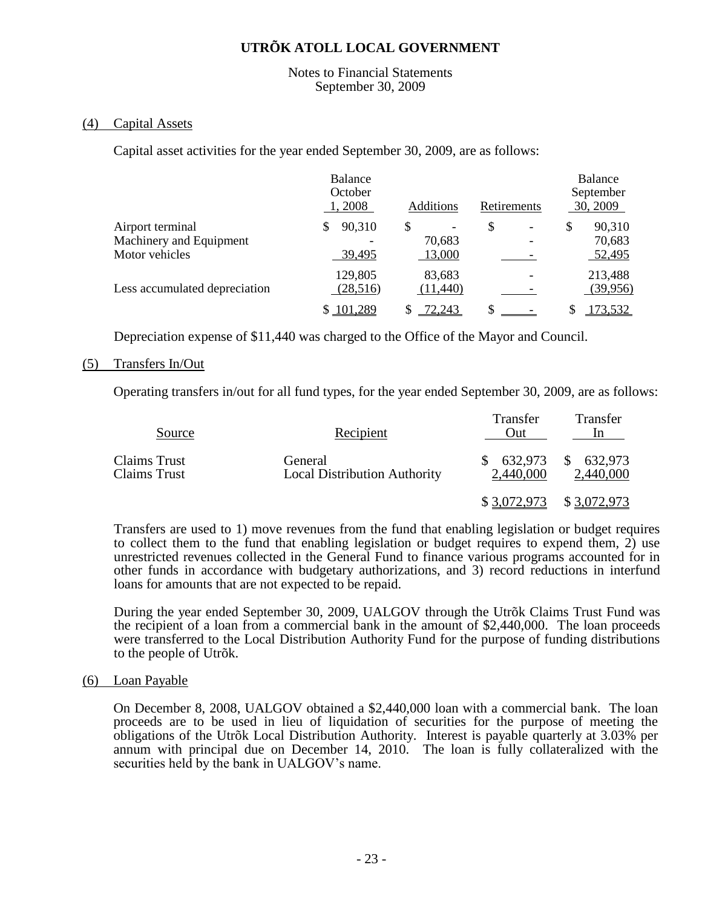# UTRÕK ATOLL LOCAL GOVERNMENT

Notes to Financial Statements
September 30, 2009

## (4) Capital Assets

Capital asset activities for the year ended September 30, 2009, are as follows:

| | Balance October 1, 2008 | Additions | Retirements | Balance September 30, 2009 |
|---|---|---|---|---|
| Airport terminal | $ 90,310 | $ - | $ - | $ 90,310 |
| Machinery and Equipment | - | 70,683 | - | 70,683 |
| Motor vehicles | 39,495 | 13,000 | - | 52,495 |
| | 129,805 | 83,683 | - | 213,488 |
| Less accumulated depreciation | (28,516) | (11,440) | - | (39,956) |
| | $ 101,289 | $ 72,243 | $ - | $ 173,532 |

Depreciation expense of $11,440 was charged to the Office of the Mayor and Council.

## (5) Transfers In/Out

Operating transfers in/out for all fund types, for the year ended September 30, 2009, are as follows:

| Source | Recipient | Transfer Out | Transfer In |
|---|---|---|---|
| Claims Trust | General | $ 632,973 | $ 632,973 |
| Claims Trust | Local Distribution Authority | 2,440,000 | 2,440,000 |
| | | $ 3,072,973 | $ 3,072,973 |

Transfers are used to 1) move revenues from the fund that enabling legislation or budget requires to collect them to the fund that enabling legislation or budget requires to expend them, 2) use unrestricted revenues collected in the General Fund to finance various programs accounted for in other funds in accordance with budgetary authorizations, and 3) record reductions in interfund loans for amounts that are not expected to be repaid.

During the year ended September 30, 2009, UALGOV through the Utrõk Claims Trust Fund was the recipient of a loan from a commercial bank in the amount of $2,440,000. The loan proceeds were transferred to the Local Distribution Authority Fund for the purpose of funding distributions to the people of Utrõk.

## (6) Loan Payable

On December 8, 2008, UALGOV obtained a $2,440,000 loan with a commercial bank. The loan proceeds are to be used in lieu of liquidation of securities for the purpose of meeting the obligations of the Utrõk Local Distribution Authority. Interest is payable quarterly at 3.03% per annum with principal due on December 14, 2010. The loan is fully collateralized with the securities held by the bank in UALGOV's name.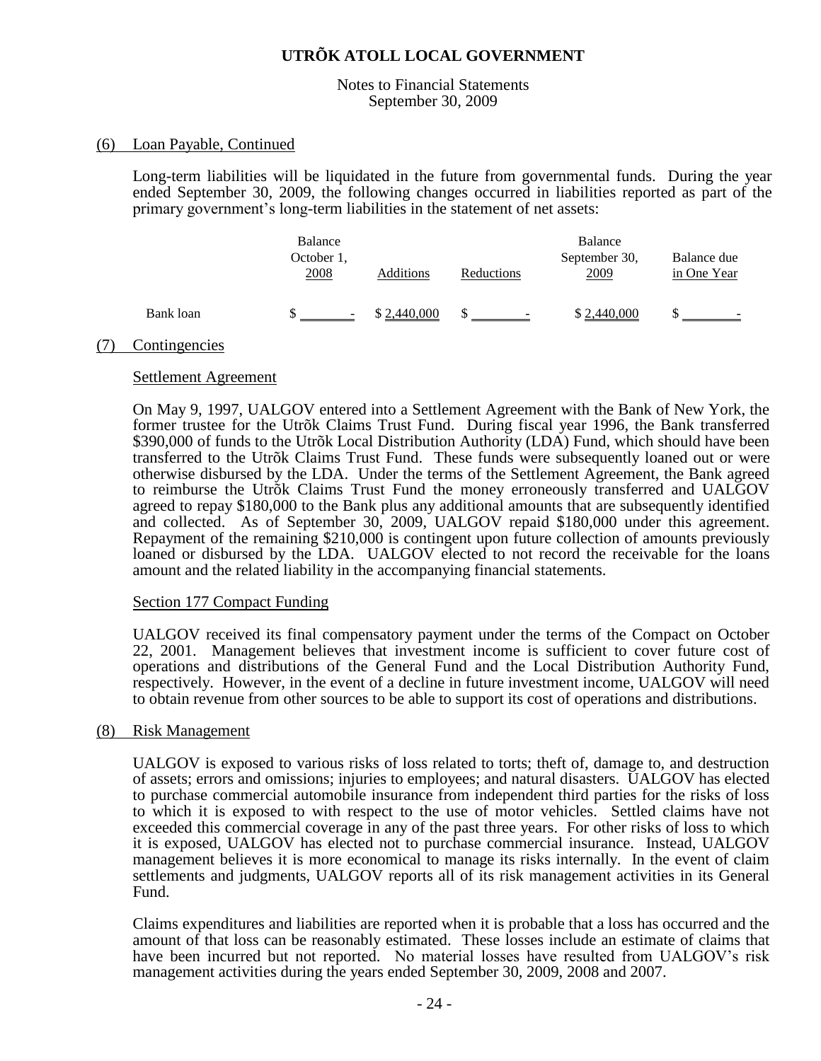# UTRÕK ATOLL LOCAL GOVERNMENT

Notes to Financial Statements
September 30, 2009

## (6) Loan Payable, Continued

Long-term liabilities will be liquidated in the future from governmental funds. During the year ended September 30, 2009, the following changes occurred in liabilities reported as part of the primary government's long-term liabilities in the statement of net assets:

| | Balance October 1, 2008 | Additions | Reductions | Balance September 30, 2009 | Balance due in One Year |
|---|---|---|---|---|---|
| Bank loan | $ - | $ 2,440,000 | $ - | $ 2,440,000 | $ - |

## (7) Contingencies

### Settlement Agreement

On May 9, 1997, UALGOV entered into a Settlement Agreement with the Bank of New York, the former trustee for the Utrõk Claims Trust Fund. During fiscal year 1996, the Bank transferred $390,000 of funds to the Utrõk Local Distribution Authority (LDA) Fund, which should have been transferred to the Utrõk Claims Trust Fund. These funds were subsequently loaned out or were otherwise disbursed by the LDA. Under the terms of the Settlement Agreement, the Bank agreed to reimburse the Utrõk Claims Trust Fund the money erroneously transferred and UALGOV agreed to repay $180,000 to the Bank plus any additional amounts that are subsequently identified and collected. As of September 30, 2009, UALGOV repaid $180,000 under this agreement. Repayment of the remaining $210,000 is contingent upon future collection of amounts previously loaned or disbursed by the LDA. UALGOV elected to not record the receivable for the loans amount and the related liability in the accompanying financial statements.

### Section 177 Compact Funding

UALGOV received its final compensatory payment under the terms of the Compact on October 22, 2001. Management believes that investment income is sufficient to cover future cost of operations and distributions of the General Fund and the Local Distribution Authority Fund, respectively. However, in the event of a decline in future investment income, UALGOV will need to obtain revenue from other sources to be able to support its cost of operations and distributions.

## (8) Risk Management

UALGOV is exposed to various risks of loss related to torts; theft of, damage to, and destruction of assets; errors and omissions; injuries to employees; and natural disasters. UALGOV has elected to purchase commercial automobile insurance from independent third parties for the risks of loss to which it is exposed to with respect to the use of motor vehicles. Settled claims have not exceeded this commercial coverage in any of the past three years. For other risks of loss to which it is exposed, UALGOV has elected not to purchase commercial insurance. Instead, UALGOV management believes it is more economical to manage its risks internally. In the event of claim settlements and judgments, UALGOV reports all of its risk management activities in its General Fund.

Claims expenditures and liabilities are reported when it is probable that a loss has occurred and the amount of that loss can be reasonably estimated. These losses include an estimate of claims that have been incurred but not reported. No material losses have resulted from UALGOV's risk management activities during the years ended September 30, 2009, 2008 and 2007.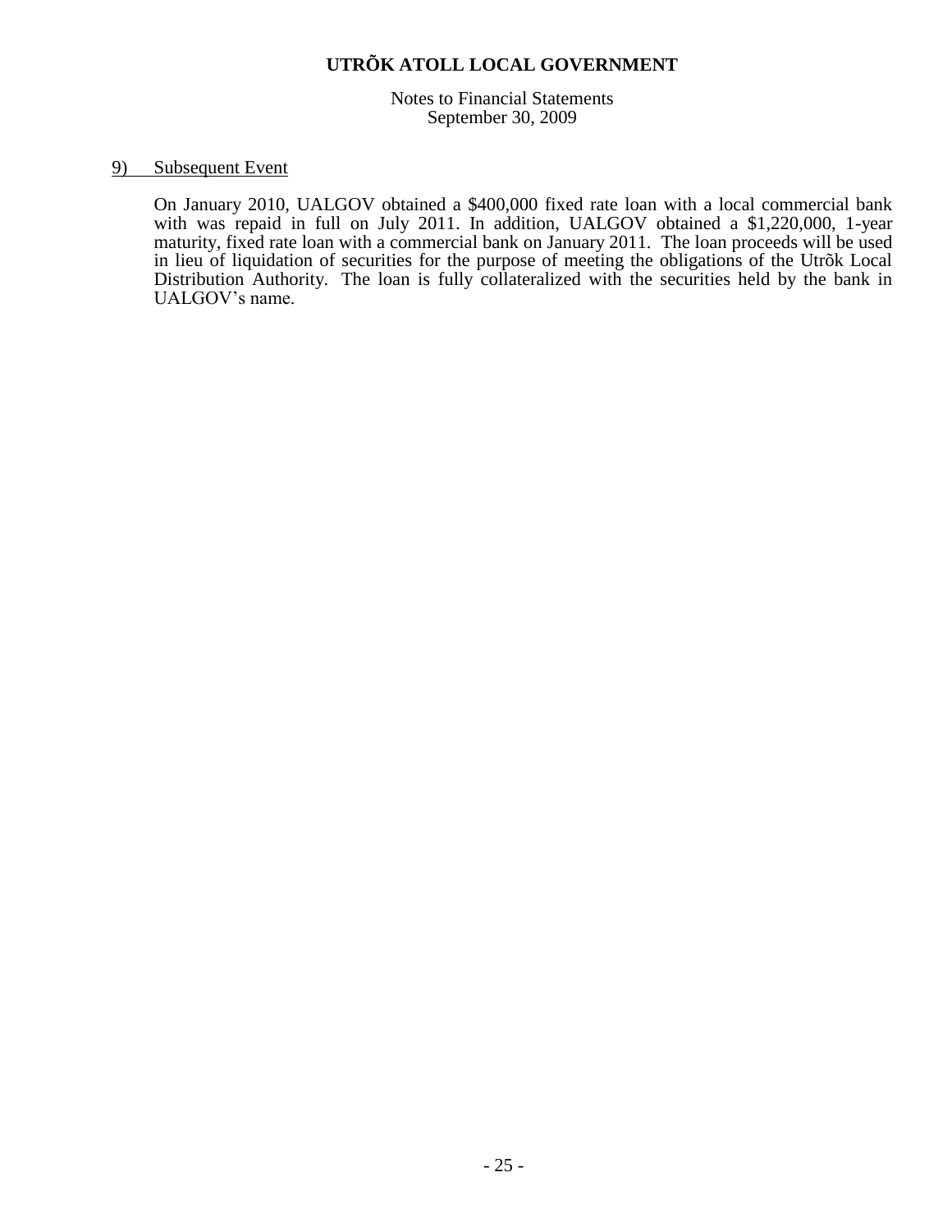# UTRÕK ATOLL LOCAL GOVERNMENT

Notes to Financial Statements
September 30, 2009

## 9) Subsequent Event

On January 2010, UALGOV obtained a \$400,000 fixed rate loan with a local commercial bank with was repaid in full on July 2011. In addition, UALGOV obtained a \$1,220,000, 1-year maturity, fixed rate loan with a commercial bank on January 2011. The loan proceeds will be used in lieu of liquidation of securities for the purpose of meeting the obligations of the Utrõk Local Distribution Authority. The loan is fully collateralized with the securities held by the bank in UALGOV's name.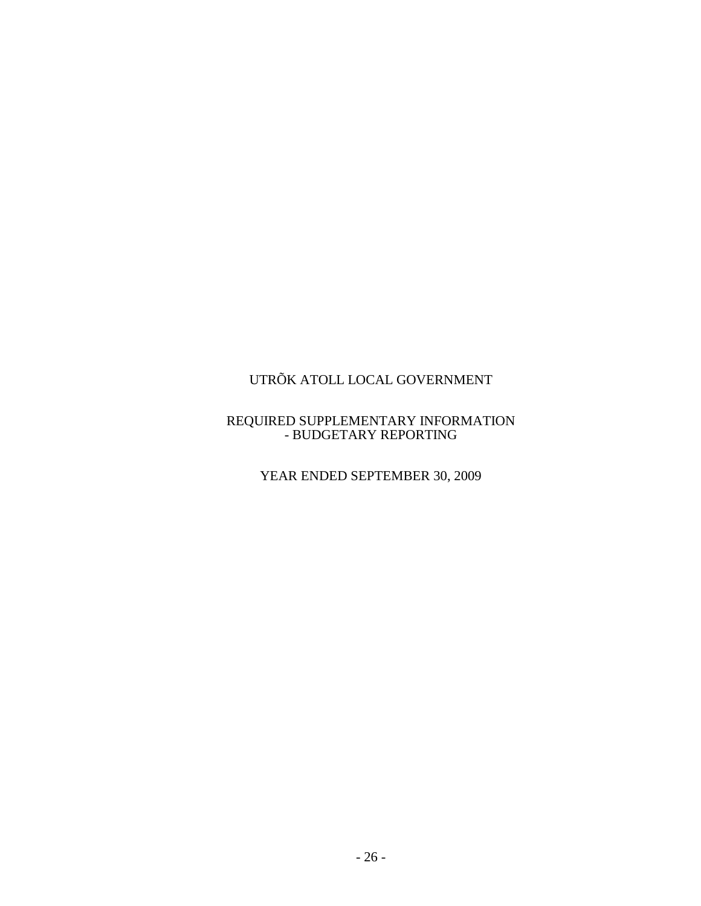# UTRÕK ATOLL LOCAL GOVERNMENT

## REQUIRED SUPPLEMENTARY INFORMATION
## - BUDGETARY REPORTING

### YEAR ENDED SEPTEMBER 30, 2009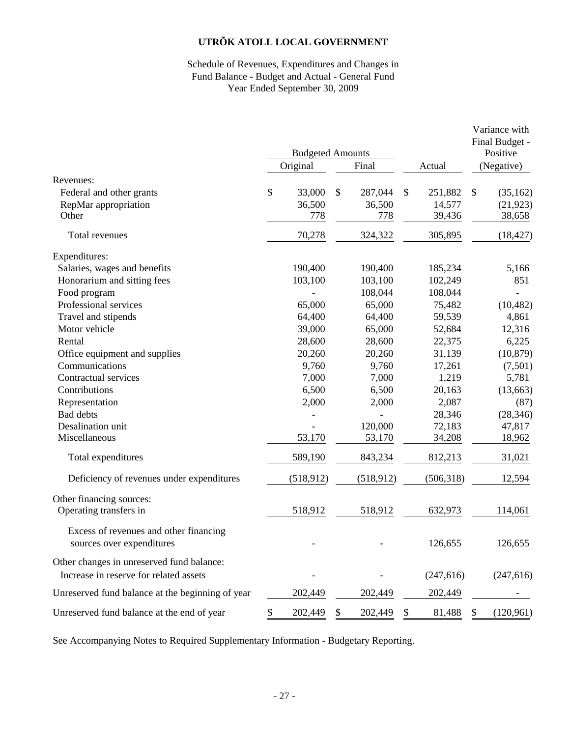# UTRÕK ATOLL LOCAL GOVERNMENT

Schedule of Revenues, Expenditures and Changes in
Fund Balance - Budget and Actual - General Fund
Year Ended September 30, 2009

| | Budgeted Amounts | | | Variance with Final Budget - Positive |
|---|---|---|---|---|
| | Original | Final | Actual | (Negative) |
| Revenues: | | | | |
| Federal and other grants | $ 33,000 | $ 287,044 | $ 251,882 | $ (35,162) |
| RepMar appropriation | 36,500 | 36,500 | 14,577 | (21,923) |
| Other | 778 | 778 | 39,436 | 38,658 |
| Total revenues | 70,278 | 324,322 | 305,895 | (18,427) |
| Expenditures: | | | | |
| Salaries, wages and benefits | 190,400 | 190,400 | 185,234 | 5,166 |
| Honorarium and sitting fees | 103,100 | 103,100 | 102,249 | 851 |
| Food program | - | 108,044 | 108,044 | - |
| Professional services | 65,000 | 65,000 | 75,482 | (10,482) |
| Travel and stipends | 64,400 | 64,400 | 59,539 | 4,861 |
| Motor vehicle | 39,000 | 65,000 | 52,684 | 12,316 |
| Rental | 28,600 | 28,600 | 22,375 | 6,225 |
| Office equipment and supplies | 20,260 | 20,260 | 31,139 | (10,879) |
| Communications | 9,760 | 9,760 | 17,261 | (7,501) |
| Contractual services | 7,000 | 7,000 | 1,219 | 5,781 |
| Contributions | 6,500 | 6,500 | 20,163 | (13,663) |
| Representation | 2,000 | 2,000 | 2,087 | (87) |
| Bad debts | - | - | 28,346 | (28,346) |
| Desalination unit | - | 120,000 | 72,183 | 47,817 |
| Miscellaneous | 53,170 | 53,170 | 34,208 | 18,962 |
| Total expenditures | 589,190 | 843,234 | 812,213 | 31,021 |
| Deficiency of revenues under expenditures | (518,912) | (518,912) | (506,318) | 12,594 |
| Other financing sources: | | | | |
| Operating transfers in | 518,912 | 518,912 | 632,973 | 114,061 |
| Excess of revenues and other financing sources over expenditures | - | - | 126,655 | 126,655 |
| Other changes in unreserved fund balance: | | | | |
| Increase in reserve for related assets | - | - | (247,616) | (247,616) |
| Unreserved fund balance at the beginning of year | 202,449 | 202,449 | 202,449 | - |
| Unreserved fund balance at the end of year | $ 202,449 | $ 202,449 | $ 81,488 | $ (120,961) |

See Accompanying Notes to Required Supplementary Information - Budgetary Reporting.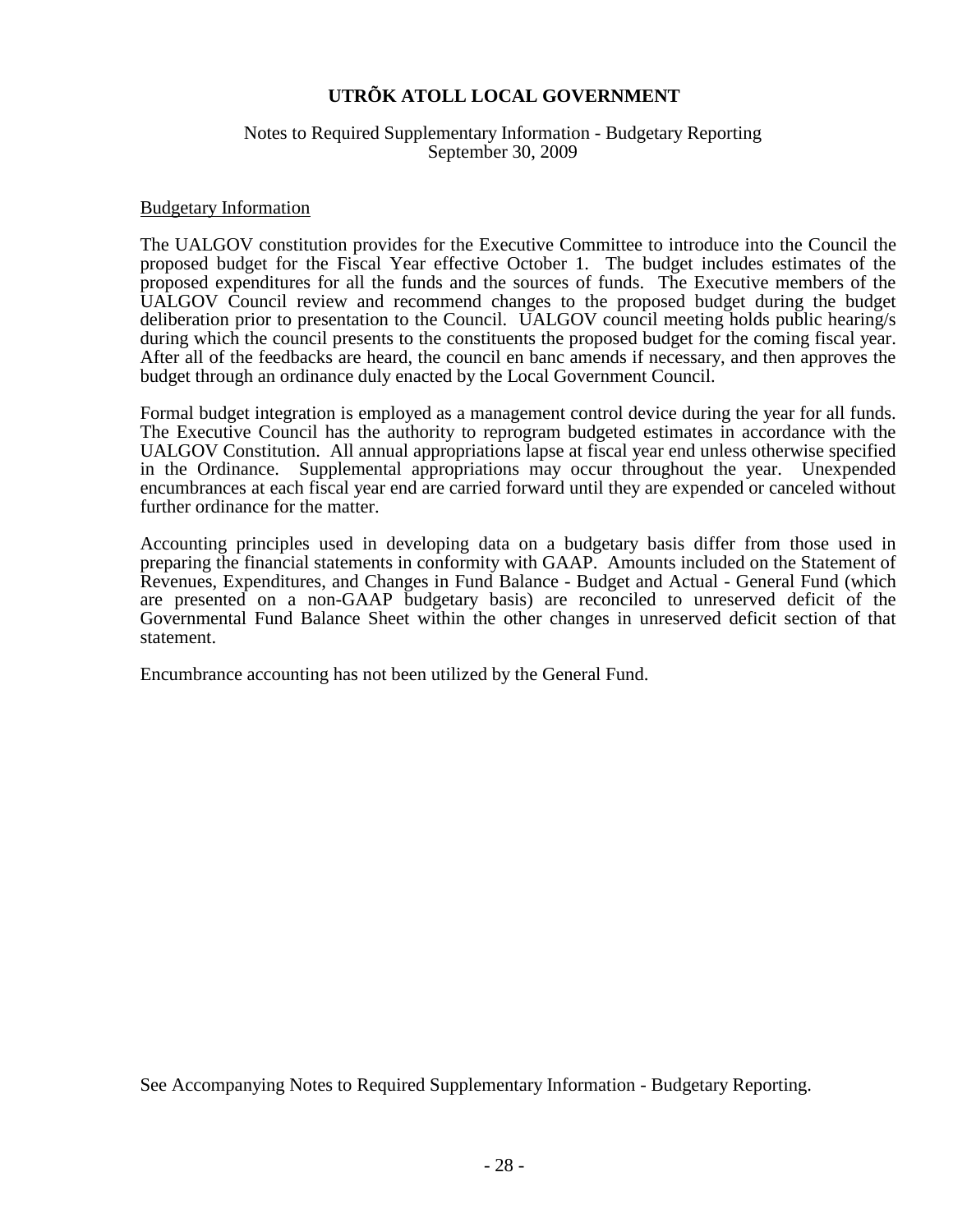# UTRÕK ATOLL LOCAL GOVERNMENT

Notes to Required Supplementary Information - Budgetary Reporting
September 30, 2009

Budgetary Information

The UALGOV constitution provides for the Executive Committee to introduce into the Council the proposed budget for the Fiscal Year effective October 1. The budget includes estimates of the proposed expenditures for all the funds and the sources of funds. The Executive members of the UALGOV Council review and recommend changes to the proposed budget during the budget deliberation prior to presentation to the Council. UALGOV council meeting holds public hearing/s during which the council presents to the constituents the proposed budget for the coming fiscal year. After all of the feedbacks are heard, the council en banc amends if necessary, and then approves the budget through an ordinance duly enacted by the Local Government Council.

Formal budget integration is employed as a management control device during the year for all funds. The Executive Council has the authority to reprogram budgeted estimates in accordance with the UALGOV Constitution. All annual appropriations lapse at fiscal year end unless otherwise specified in the Ordinance. Supplemental appropriations may occur throughout the year. Unexpended encumbrances at each fiscal year end are carried forward until they are expended or canceled without further ordinance for the matter.

Accounting principles used in developing data on a budgetary basis differ from those used in preparing the financial statements in conformity with GAAP. Amounts included on the Statement of Revenues, Expenditures, and Changes in Fund Balance - Budget and Actual - General Fund (which are presented on a non-GAAP budgetary basis) are reconciled to unreserved deficit of the Governmental Fund Balance Sheet within the other changes in unreserved deficit section of that statement.

Encumbrance accounting has not been utilized by the General Fund.

See Accompanying Notes to Required Supplementary Information - Budgetary Reporting.